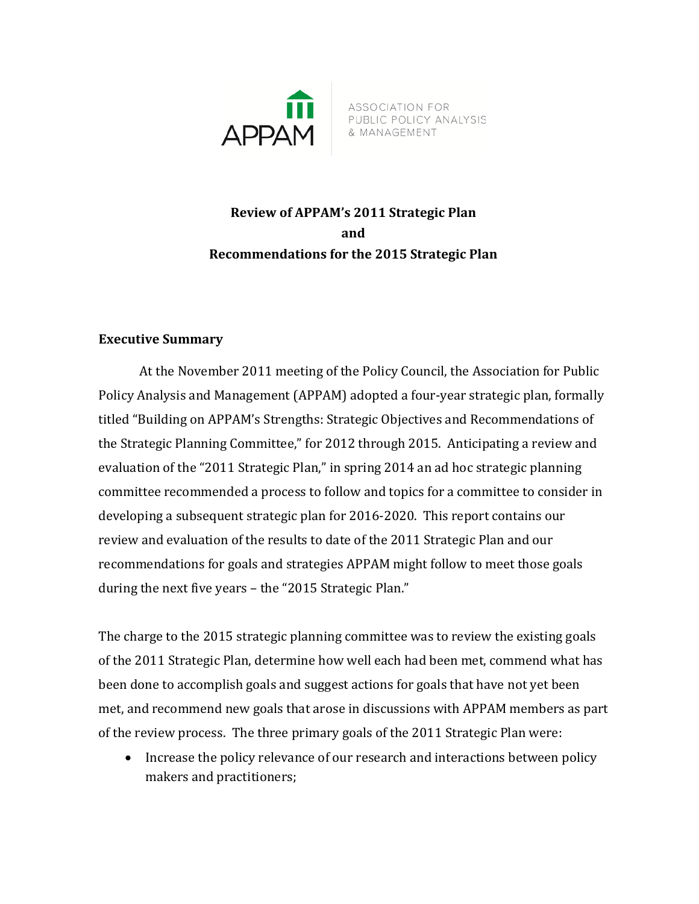APPAM

ASSOCIATION FOR PUBLIC POLICY ANALYSIS & MANAGEMENT

# Review of APPAM's 2011 Strategic Plan and Recommendations for the 2015 Strategic Plan

## Executive Summary

At the November 2011 meeting of the Policy Council, the Association for Public Policy Analysis and Management (APPAM) adopted a four-year strategic plan, formally titled "Building on APPAM's Strengths: Strategic Objectives and Recommendations of the Strategic Planning Committee," for 2012 through 2015. Anticipating a review and evaluation of the "2011 Strategic Plan," in spring 2014 an ad hoc strategic planning committee recommended a process to follow and topics for a committee to consider in developing a subsequent strategic plan for 2016-2020. This report contains our review and evaluation of the results to date of the 2011 Strategic Plan and our recommendations for goals and strategies APPAM might follow to meet those goals during the next five years – the "2015 Strategic Plan."

The charge to the 2015 strategic planning committee was to review the existing goals of the 2011 Strategic Plan, determine how well each had been met, commend what has been done to accomplish goals and suggest actions for goals that have not yet been met, and recommend new goals that arose in discussions with APPAM members as part of the review process. The three primary goals of the 2011 Strategic Plan were:

- Increase the policy relevance of our research and interactions between policy makers and practitioners;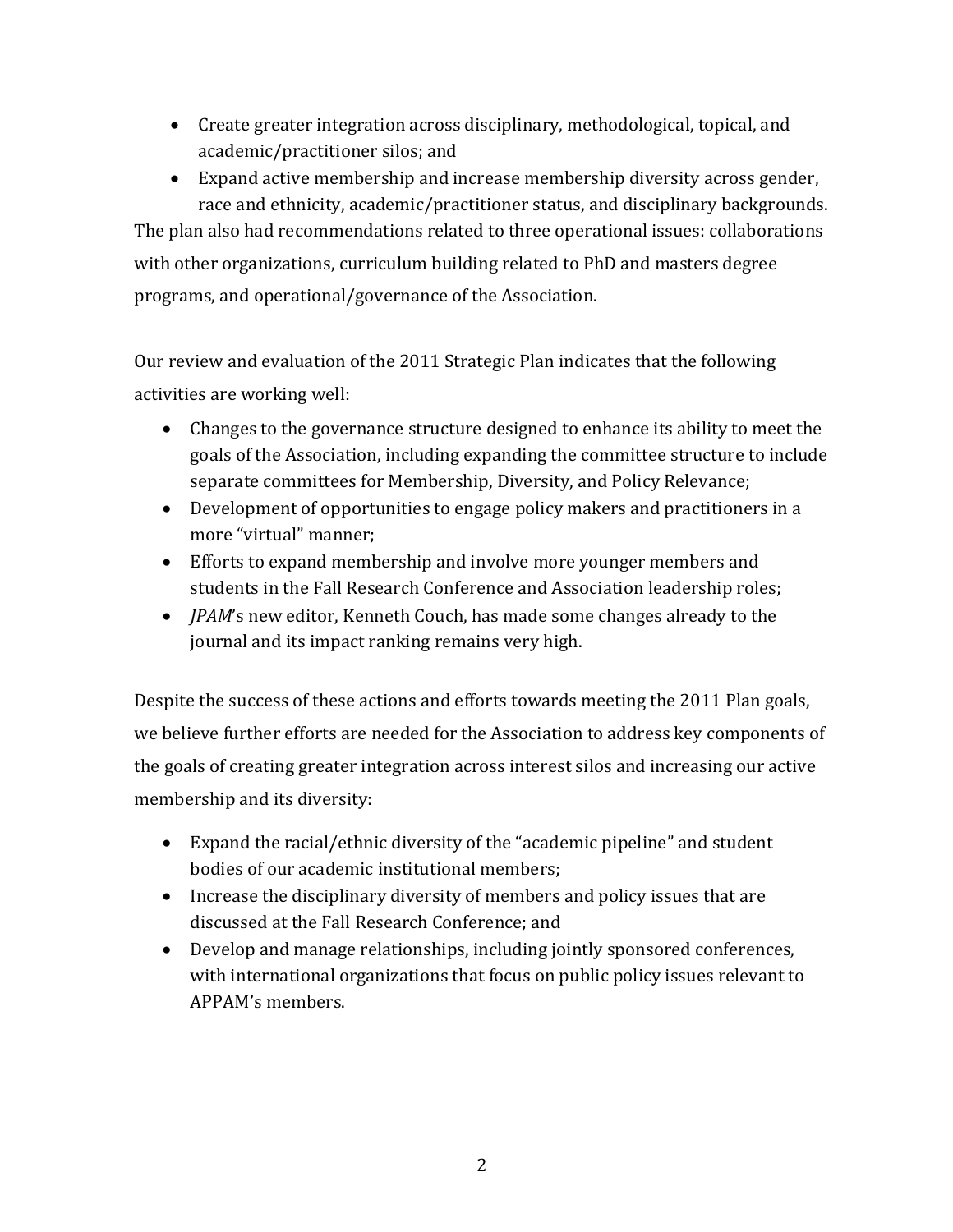- Create greater integration across disciplinary, methodological, topical, and academic/practitioner silos; and
- Expand active membership and increase membership diversity across gender, race and ethnicity, academic/practitioner status, and disciplinary backgrounds.

The plan also had recommendations related to three operational issues: collaborations with other organizations, curriculum building related to PhD and masters degree programs, and operational/governance of the Association.

Our review and evaluation of the 2011 Strategic Plan indicates that the following activities are working well:

- Changes to the governance structure designed to enhance its ability to meet the goals of the Association, including expanding the committee structure to include separate committees for Membership, Diversity, and Policy Relevance;
- Development of opportunities to engage policy makers and practitioners in a more "virtual" manner;
- Efforts to expand membership and involve more younger members and students in the Fall Research Conference and Association leadership roles;
- *JPAM*'s new editor, Kenneth Couch, has made some changes already to the journal and its impact ranking remains very high.

Despite the success of these actions and efforts towards meeting the 2011 Plan goals, we believe further efforts are needed for the Association to address key components of the goals of creating greater integration across interest silos and increasing our active membership and its diversity:

- Expand the racial/ethnic diversity of the "academic pipeline" and student bodies of our academic institutional members;
- Increase the disciplinary diversity of members and policy issues that are discussed at the Fall Research Conference; and
- Develop and manage relationships, including jointly sponsored conferences, with international organizations that focus on public policy issues relevant to APPAM's members.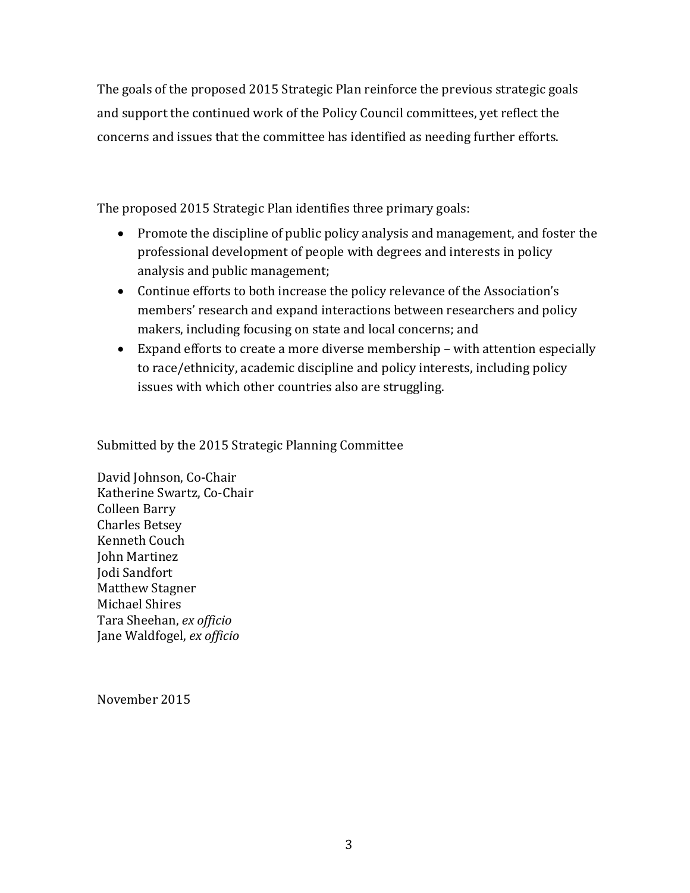The goals of the proposed 2015 Strategic Plan reinforce the previous strategic goals and support the continued work of the Policy Council committees, yet reflect the concerns and issues that the committee has identified as needing further efforts.

The proposed 2015 Strategic Plan identifies three primary goals:

- Promote the discipline of public policy analysis and management, and foster the professional development of people with degrees and interests in policy analysis and public management;
- Continue efforts to both increase the policy relevance of the Association's members' research and expand interactions between researchers and policy makers, including focusing on state and local concerns; and
- Expand efforts to create a more diverse membership – with attention especially to race/ethnicity, academic discipline and policy interests, including policy issues with which other countries also are struggling.

Submitted by the 2015 Strategic Planning Committee

David Johnson, Co-Chair
Katherine Swartz, Co-Chair
Colleen Barry
Charles Betsey
Kenneth Couch
John Martinez
Jodi Sandfort
Matthew Stagner
Michael Shires
Tara Sheehan, *ex officio*
Jane Waldfogel, *ex officio*

November 2015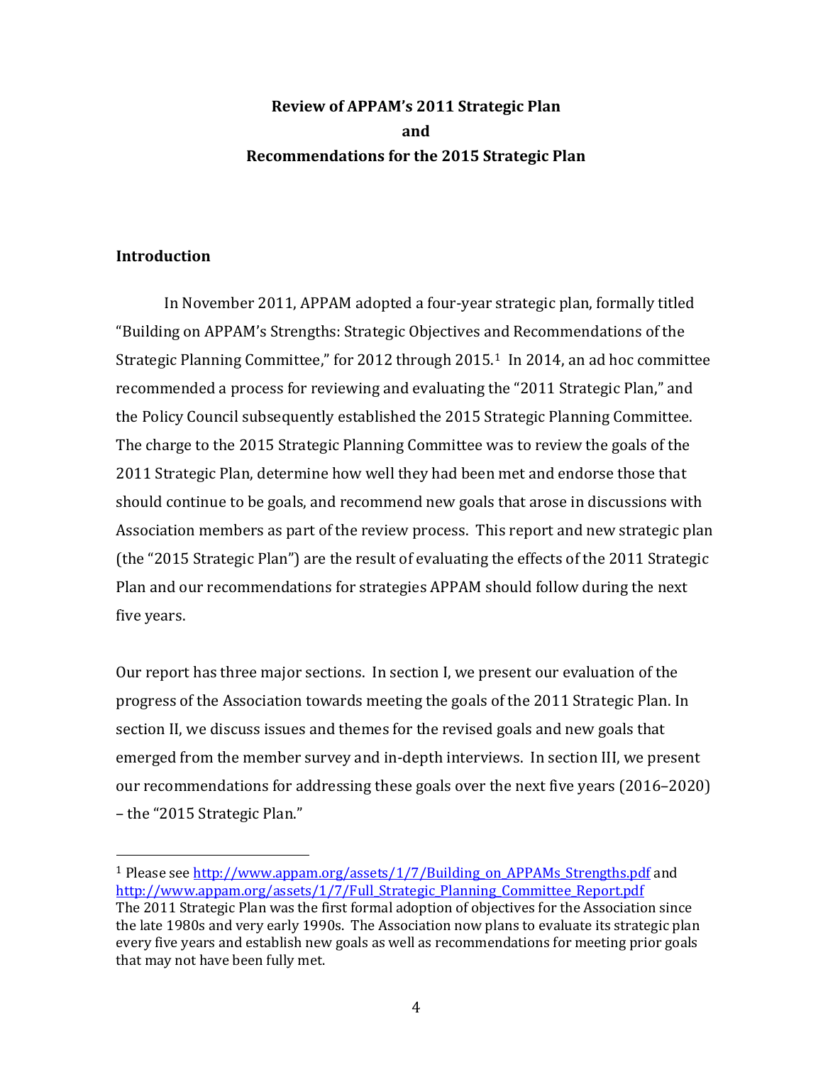# Review of APPAM's 2011 Strategic Plan
# and
# Recommendations for the 2015 Strategic Plan

## Introduction

In November 2011, APPAM adopted a four-year strategic plan, formally titled "Building on APPAM's Strengths: Strategic Objectives and Recommendations of the Strategic Planning Committee," for 2012 through 2015.[1] In 2014, an ad hoc committee recommended a process for reviewing and evaluating the "2011 Strategic Plan," and the Policy Council subsequently established the 2015 Strategic Planning Committee. The charge to the 2015 Strategic Planning Committee was to review the goals of the 2011 Strategic Plan, determine how well they had been met and endorse those that should continue to be goals, and recommend new goals that arose in discussions with Association members as part of the review process. This report and new strategic plan (the "2015 Strategic Plan") are the result of evaluating the effects of the 2011 Strategic Plan and our recommendations for strategies APPAM should follow during the next five years.

Our report has three major sections. In section I, we present our evaluation of the progress of the Association towards meeting the goals of the 2011 Strategic Plan. In section II, we discuss issues and themes for the revised goals and new goals that emerged from the member survey and in-depth interviews. In section III, we present our recommendations for addressing these goals over the next five years (2016–2020) – the "2015 Strategic Plan."

---

[1] Please see http://www.appam.org/assets/1/7/Building_on_APPAMs_Strengths.pdf and http://www.appam.org/assets/1/7/Full_Strategic_Planning_Committee_Report.pdf
The 2011 Strategic Plan was the first formal adoption of objectives for the Association since the late 1980s and very early 1990s. The Association now plans to evaluate its strategic plan every five years and establish new goals as well as recommendations for meeting prior goals that may not have been fully met.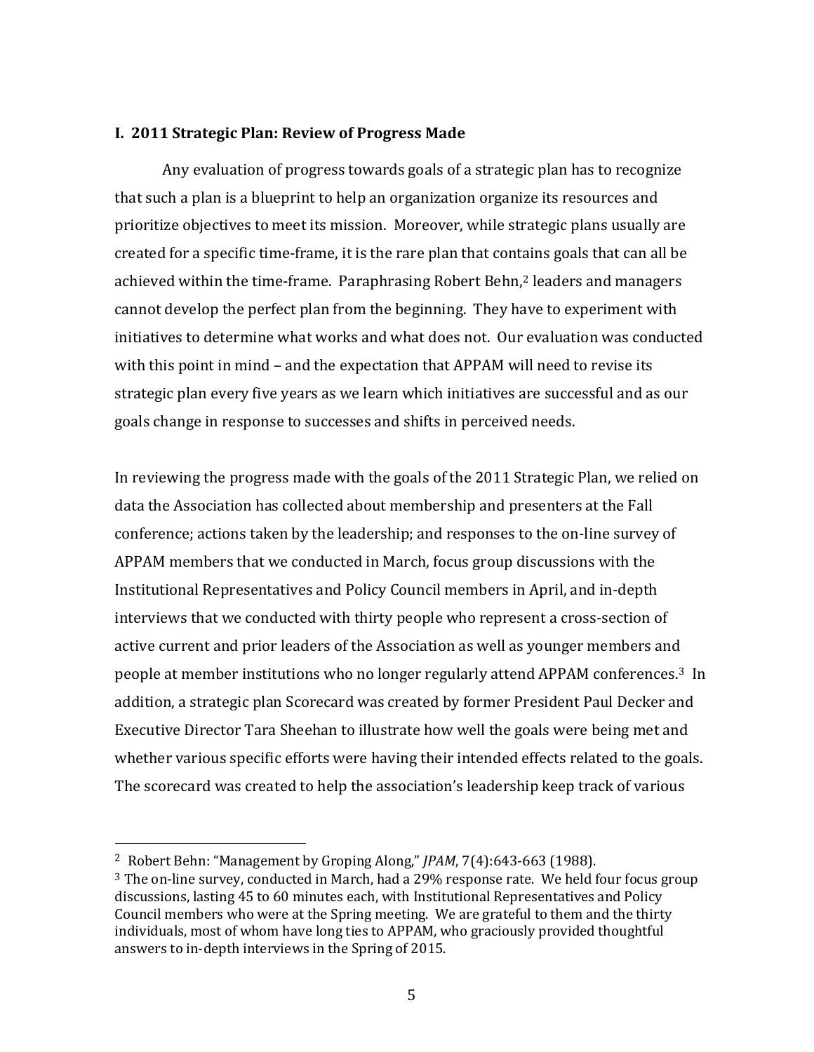**I. 2011 Strategic Plan: Review of Progress Made**

Any evaluation of progress towards goals of a strategic plan has to recognize that such a plan is a blueprint to help an organization organize its resources and prioritize objectives to meet its mission. Moreover, while strategic plans usually are created for a specific time-frame, it is the rare plan that contains goals that can all be achieved within the time-frame. Paraphrasing Robert Behn,[2] leaders and managers cannot develop the perfect plan from the beginning. They have to experiment with initiatives to determine what works and what does not. Our evaluation was conducted with this point in mind – and the expectation that APPAM will need to revise its strategic plan every five years as we learn which initiatives are successful and as our goals change in response to successes and shifts in perceived needs.

In reviewing the progress made with the goals of the 2011 Strategic Plan, we relied on data the Association has collected about membership and presenters at the Fall conference; actions taken by the leadership; and responses to the on-line survey of APPAM members that we conducted in March, focus group discussions with the Institutional Representatives and Policy Council members in April, and in-depth interviews that we conducted with thirty people who represent a cross-section of active current and prior leaders of the Association as well as younger members and people at member institutions who no longer regularly attend APPAM conferences.[3] In addition, a strategic plan Scorecard was created by former President Paul Decker and Executive Director Tara Sheehan to illustrate how well the goals were being met and whether various specific efforts were having their intended effects related to the goals. The scorecard was created to help the association's leadership keep track of various

---

[2] Robert Behn: "Management by Groping Along," *JPAM*, 7(4):643-663 (1988).

[3] The on-line survey, conducted in March, had a 29% response rate. We held four focus group discussions, lasting 45 to 60 minutes each, with Institutional Representatives and Policy Council members who were at the Spring meeting. We are grateful to them and the thirty individuals, most of whom have long ties to APPAM, who graciously provided thoughtful answers to in-depth interviews in the Spring of 2015.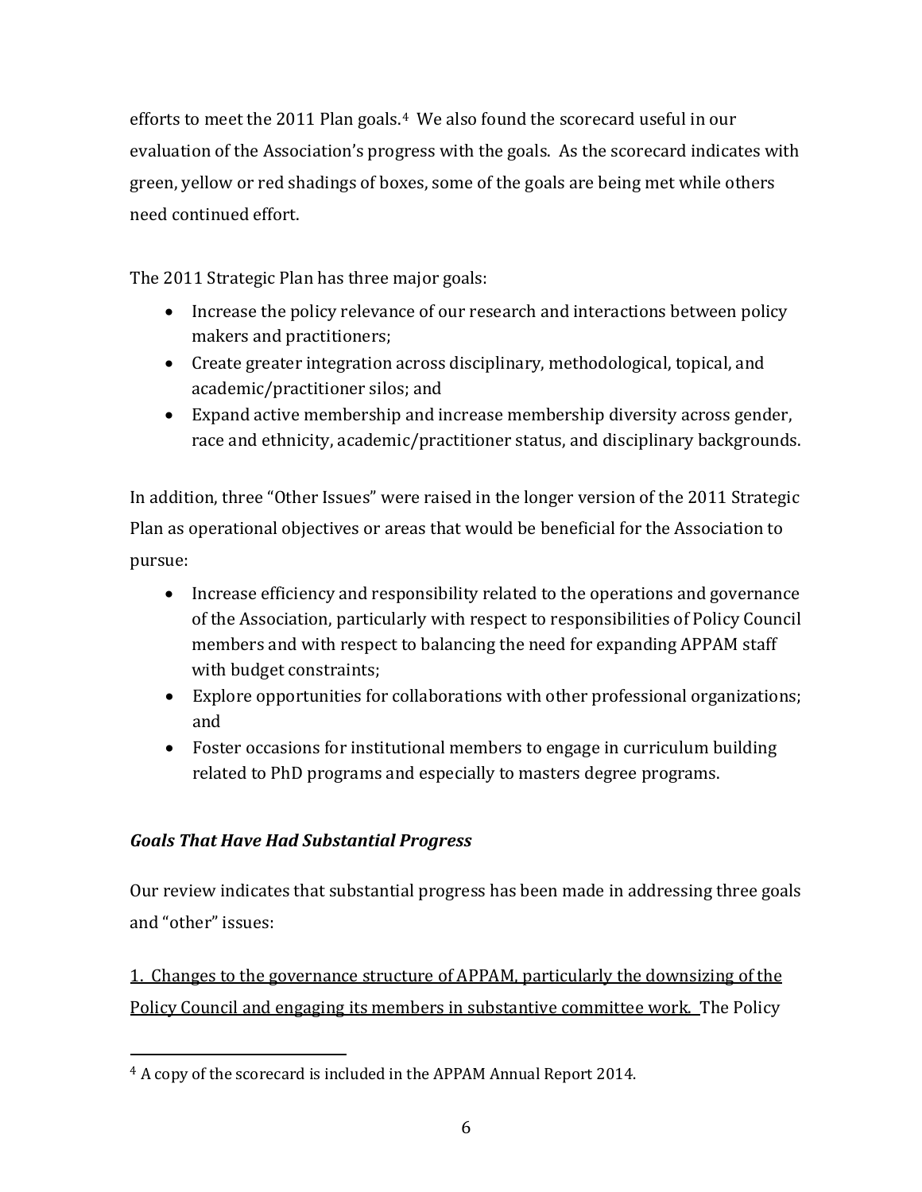efforts to meet the 2011 Plan goals.[4] We also found the scorecard useful in our evaluation of the Association's progress with the goals. As the scorecard indicates with green, yellow or red shadings of boxes, some of the goals are being met while others need continued effort.

The 2011 Strategic Plan has three major goals:

- Increase the policy relevance of our research and interactions between policy makers and practitioners;
- Create greater integration across disciplinary, methodological, topical, and academic/practitioner silos; and
- Expand active membership and increase membership diversity across gender, race and ethnicity, academic/practitioner status, and disciplinary backgrounds.

In addition, three "Other Issues" were raised in the longer version of the 2011 Strategic Plan as operational objectives or areas that would be beneficial for the Association to pursue:

- Increase efficiency and responsibility related to the operations and governance of the Association, particularly with respect to responsibilities of Policy Council members and with respect to balancing the need for expanding APPAM staff with budget constraints;
- Explore opportunities for collaborations with other professional organizations; and
- Foster occasions for institutional members to engage in curriculum building related to PhD programs and especially to masters degree programs.

### *Goals That Have Had Substantial Progress*

Our review indicates that substantial progress has been made in addressing three goals and "other" issues:

<u>1. Changes to the governance structure of APPAM, particularly the downsizing of the Policy Council and engaging its members in substantive committee work.</u> The Policy

[4] A copy of the scorecard is included in the APPAM Annual Report 2014.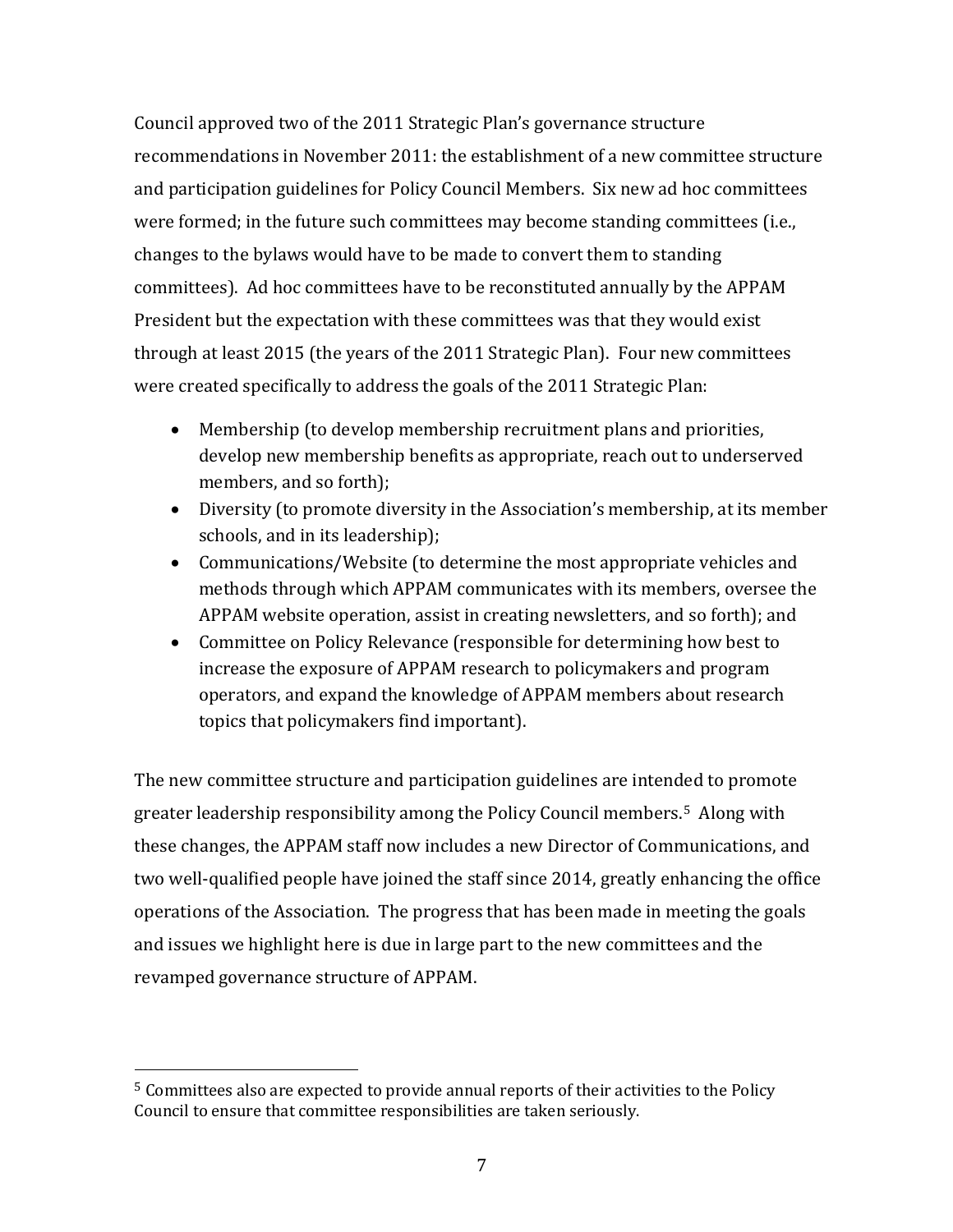Council approved two of the 2011 Strategic Plan's governance structure recommendations in November 2011: the establishment of a new committee structure and participation guidelines for Policy Council Members. Six new ad hoc committees were formed; in the future such committees may become standing committees (i.e., changes to the bylaws would have to be made to convert them to standing committees). Ad hoc committees have to be reconstituted annually by the APPAM President but the expectation with these committees was that they would exist through at least 2015 (the years of the 2011 Strategic Plan). Four new committees were created specifically to address the goals of the 2011 Strategic Plan:

- Membership (to develop membership recruitment plans and priorities, develop new membership benefits as appropriate, reach out to underserved members, and so forth);
- Diversity (to promote diversity in the Association's membership, at its member schools, and in its leadership);
- Communications/Website (to determine the most appropriate vehicles and methods through which APPAM communicates with its members, oversee the APPAM website operation, assist in creating newsletters, and so forth); and
- Committee on Policy Relevance (responsible for determining how best to increase the exposure of APPAM research to policymakers and program operators, and expand the knowledge of APPAM members about research topics that policymakers find important).

The new committee structure and participation guidelines are intended to promote greater leadership responsibility among the Policy Council members.[5] Along with these changes, the APPAM staff now includes a new Director of Communications, and two well-qualified people have joined the staff since 2014, greatly enhancing the office operations of the Association. The progress that has been made in meeting the goals and issues we highlight here is due in large part to the new committees and the revamped governance structure of APPAM.

[5] Committees also are expected to provide annual reports of their activities to the Policy Council to ensure that committee responsibilities are taken seriously.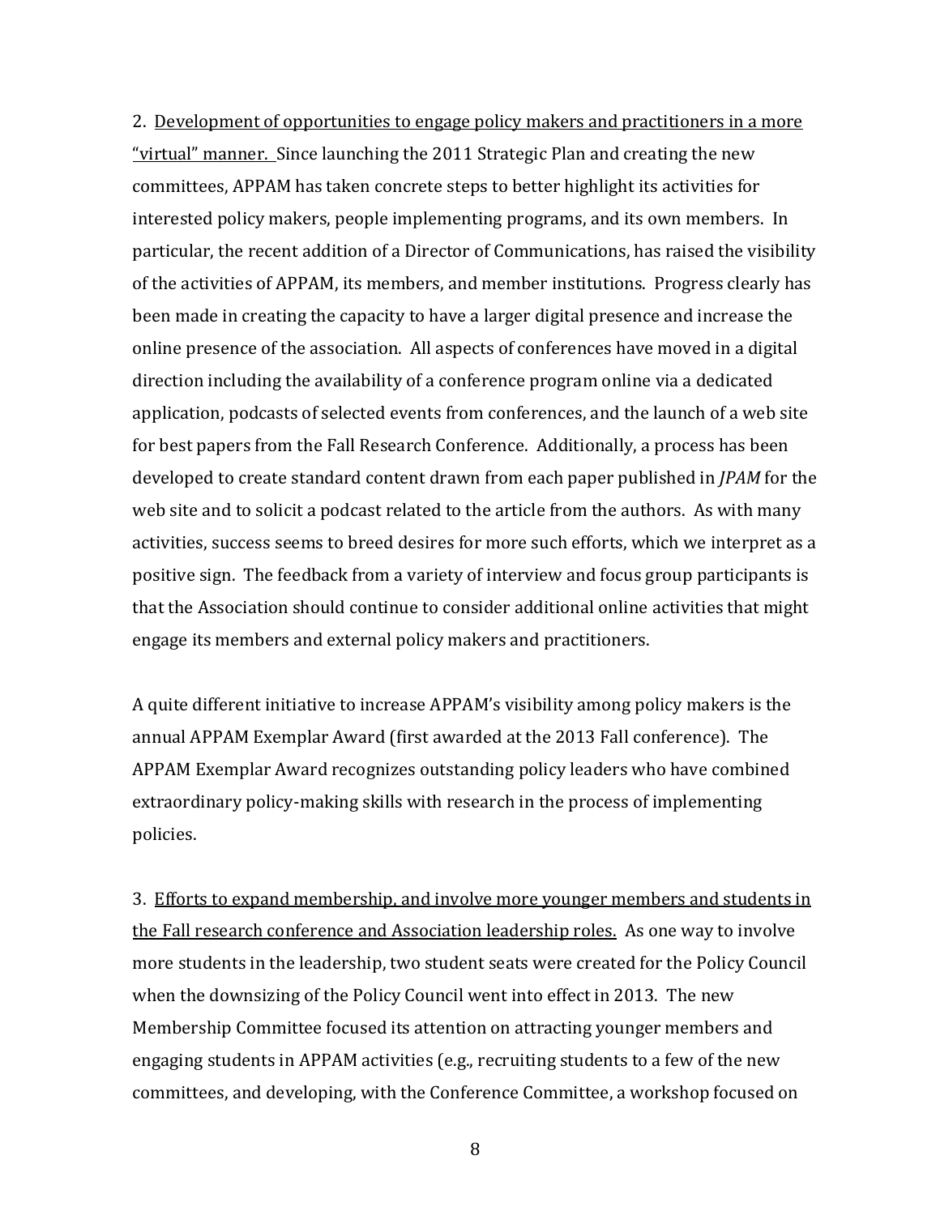2. <u>Development of opportunities to engage policy makers and practitioners in a more "virtual" manner.</u> Since launching the 2011 Strategic Plan and creating the new committees, APPAM has taken concrete steps to better highlight its activities for interested policy makers, people implementing programs, and its own members. In particular, the recent addition of a Director of Communications, has raised the visibility of the activities of APPAM, its members, and member institutions. Progress clearly has been made in creating the capacity to have a larger digital presence and increase the online presence of the association. All aspects of conferences have moved in a digital direction including the availability of a conference program online via a dedicated application, podcasts of selected events from conferences, and the launch of a web site for best papers from the Fall Research Conference. Additionally, a process has been developed to create standard content drawn from each paper published in *JPAM* for the web site and to solicit a podcast related to the article from the authors. As with many activities, success seems to breed desires for more such efforts, which we interpret as a positive sign. The feedback from a variety of interview and focus group participants is that the Association should continue to consider additional online activities that might engage its members and external policy makers and practitioners.

A quite different initiative to increase APPAM's visibility among policy makers is the annual APPAM Exemplar Award (first awarded at the 2013 Fall conference). The APPAM Exemplar Award recognizes outstanding policy leaders who have combined extraordinary policy-making skills with research in the process of implementing policies.

3. <u>Efforts to expand membership, and involve more younger members and students in the Fall research conference and Association leadership roles.</u> As one way to involve more students in the leadership, two student seats were created for the Policy Council when the downsizing of the Policy Council went into effect in 2013. The new Membership Committee focused its attention on attracting younger members and engaging students in APPAM activities (e.g., recruiting students to a few of the new committees, and developing, with the Conference Committee, a workshop focused on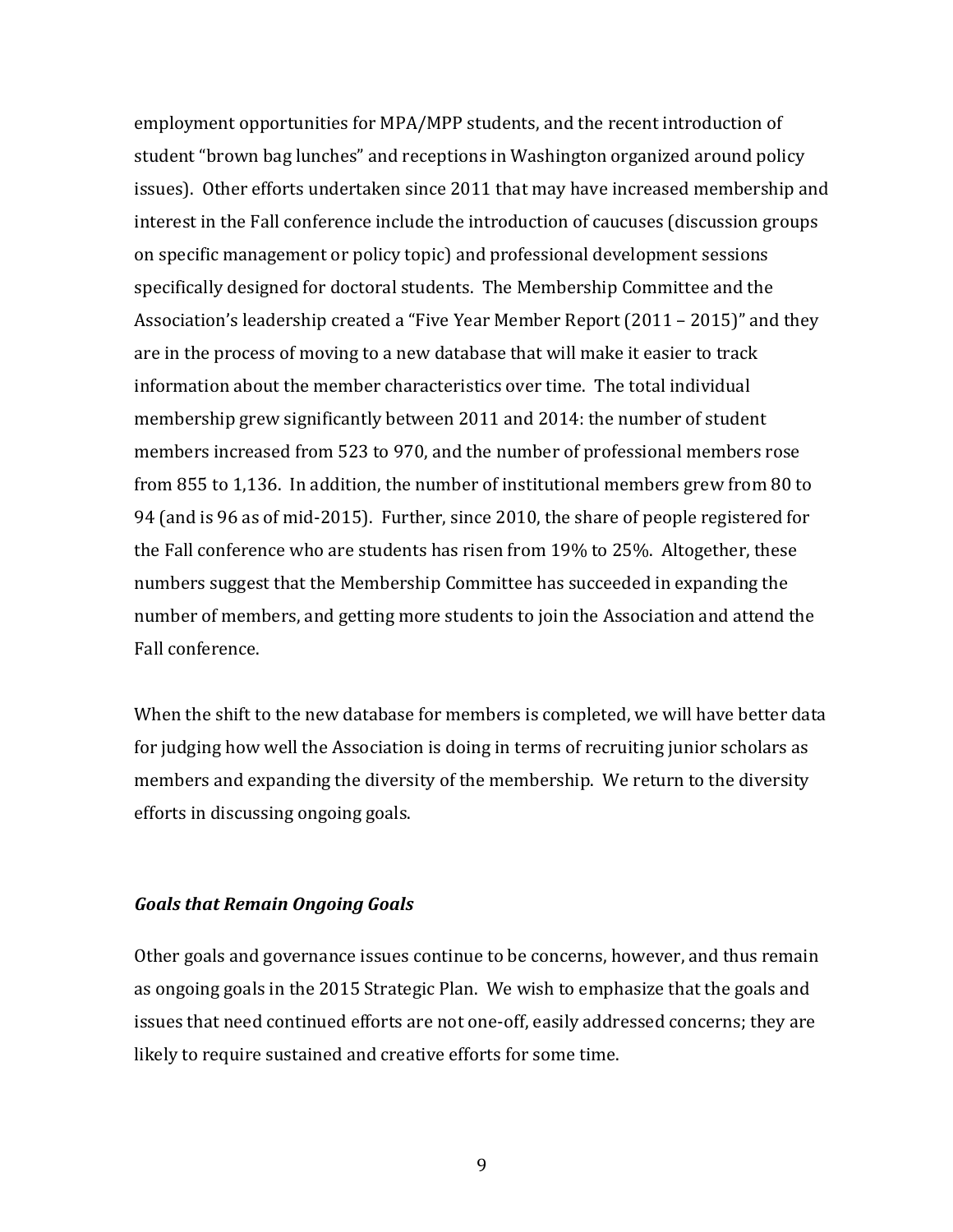employment opportunities for MPA/MPP students, and the recent introduction of student "brown bag lunches" and receptions in Washington organized around policy issues). Other efforts undertaken since 2011 that may have increased membership and interest in the Fall conference include the introduction of caucuses (discussion groups on specific management or policy topic) and professional development sessions specifically designed for doctoral students. The Membership Committee and the Association's leadership created a "Five Year Member Report (2011 – 2015)" and they are in the process of moving to a new database that will make it easier to track information about the member characteristics over time. The total individual membership grew significantly between 2011 and 2014: the number of student members increased from 523 to 970, and the number of professional members rose from 855 to 1,136. In addition, the number of institutional members grew from 80 to 94 (and is 96 as of mid-2015). Further, since 2010, the share of people registered for the Fall conference who are students has risen from 19% to 25%. Altogether, these numbers suggest that the Membership Committee has succeeded in expanding the number of members, and getting more students to join the Association and attend the Fall conference.

When the shift to the new database for members is completed, we will have better data for judging how well the Association is doing in terms of recruiting junior scholars as members and expanding the diversity of the membership. We return to the diversity efforts in discussing ongoing goals.

### ***Goals that Remain Ongoing Goals***

Other goals and governance issues continue to be concerns, however, and thus remain as ongoing goals in the 2015 Strategic Plan. We wish to emphasize that the goals and issues that need continued efforts are not one-off, easily addressed concerns; they are likely to require sustained and creative efforts for some time.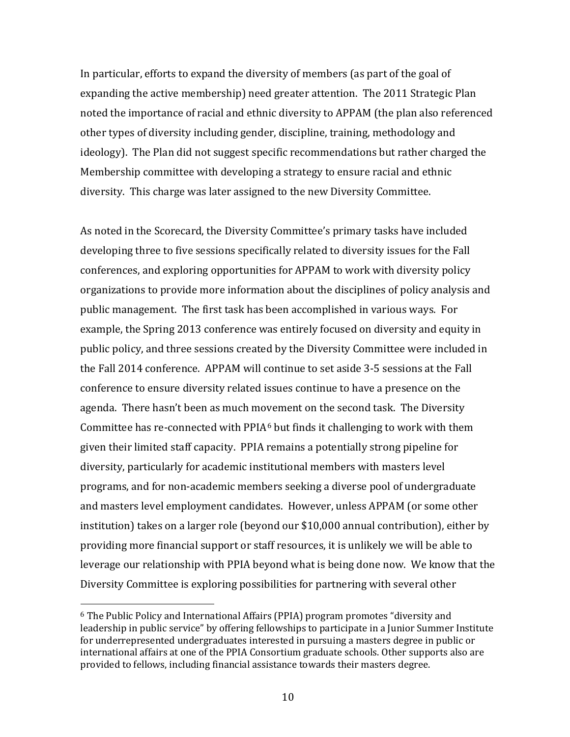In particular, efforts to expand the diversity of members (as part of the goal of expanding the active membership) need greater attention. The 2011 Strategic Plan noted the importance of racial and ethnic diversity to APPAM (the plan also referenced other types of diversity including gender, discipline, training, methodology and ideology). The Plan did not suggest specific recommendations but rather charged the Membership committee with developing a strategy to ensure racial and ethnic diversity. This charge was later assigned to the new Diversity Committee.

As noted in the Scorecard, the Diversity Committee's primary tasks have included developing three to five sessions specifically related to diversity issues for the Fall conferences, and exploring opportunities for APPAM to work with diversity policy organizations to provide more information about the disciplines of policy analysis and public management. The first task has been accomplished in various ways. For example, the Spring 2013 conference was entirely focused on diversity and equity in public policy, and three sessions created by the Diversity Committee were included in the Fall 2014 conference. APPAM will continue to set aside 3-5 sessions at the Fall conference to ensure diversity related issues continue to have a presence on the agenda. There hasn't been as much movement on the second task. The Diversity Committee has re-connected with PPIA[6] but finds it challenging to work with them given their limited staff capacity. PPIA remains a potentially strong pipeline for diversity, particularly for academic institutional members with masters level programs, and for non-academic members seeking a diverse pool of undergraduate and masters level employment candidates. However, unless APPAM (or some other institution) takes on a larger role (beyond our $10,000 annual contribution), either by providing more financial support or staff resources, it is unlikely we will be able to leverage our relationship with PPIA beyond what is being done now. We know that the Diversity Committee is exploring possibilities for partnering with several other

[6] The Public Policy and International Affairs (PPIA) program promotes "diversity and leadership in public service" by offering fellowships to participate in a Junior Summer Institute for underrepresented undergraduates interested in pursuing a masters degree in public or international affairs at one of the PPIA Consortium graduate schools. Other supports also are provided to fellows, including financial assistance towards their masters degree.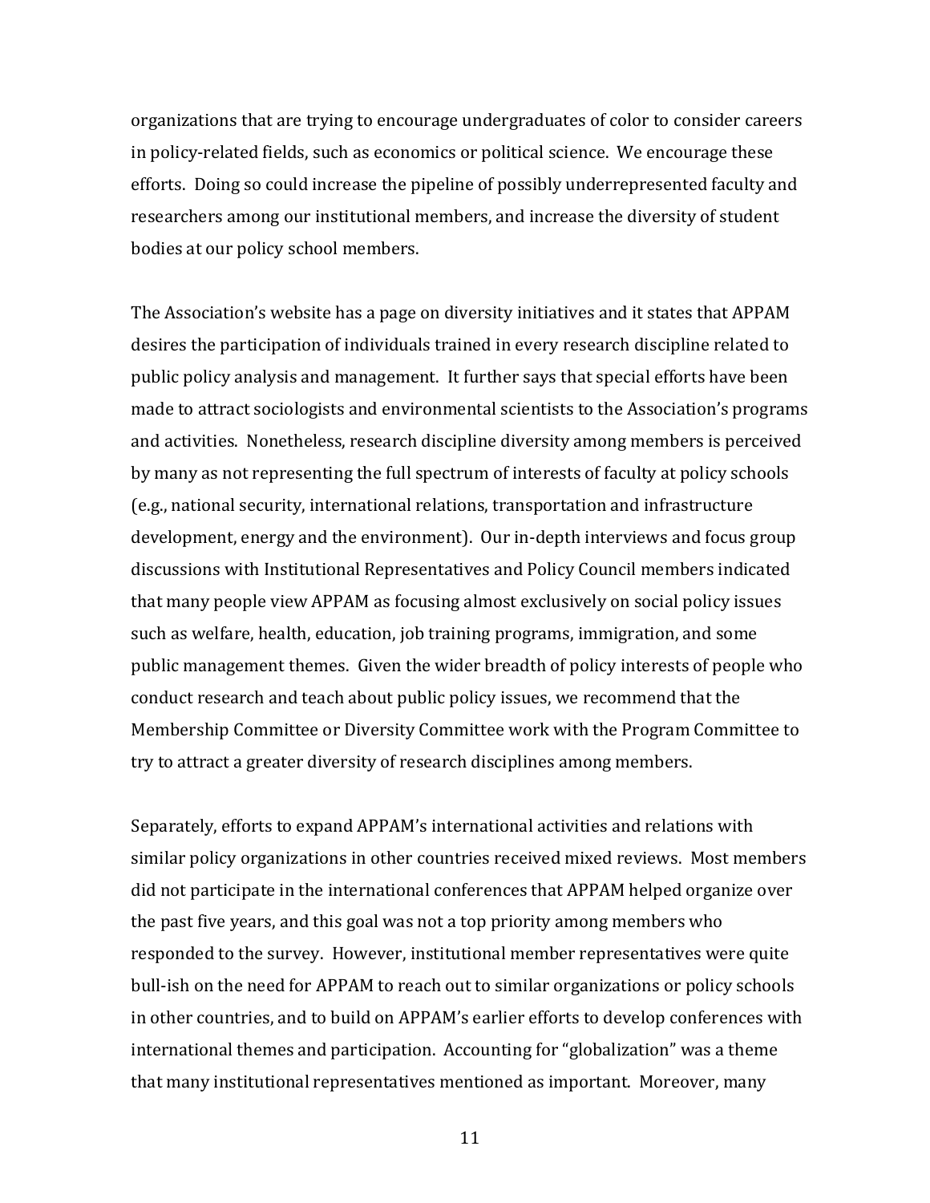organizations that are trying to encourage undergraduates of color to consider careers in policy-related fields, such as economics or political science. We encourage these efforts. Doing so could increase the pipeline of possibly underrepresented faculty and researchers among our institutional members, and increase the diversity of student bodies at our policy school members.

The Association's website has a page on diversity initiatives and it states that APPAM desires the participation of individuals trained in every research discipline related to public policy analysis and management. It further says that special efforts have been made to attract sociologists and environmental scientists to the Association's programs and activities. Nonetheless, research discipline diversity among members is perceived by many as not representing the full spectrum of interests of faculty at policy schools (e.g., national security, international relations, transportation and infrastructure development, energy and the environment). Our in-depth interviews and focus group discussions with Institutional Representatives and Policy Council members indicated that many people view APPAM as focusing almost exclusively on social policy issues such as welfare, health, education, job training programs, immigration, and some public management themes. Given the wider breadth of policy interests of people who conduct research and teach about public policy issues, we recommend that the Membership Committee or Diversity Committee work with the Program Committee to try to attract a greater diversity of research disciplines among members.

Separately, efforts to expand APPAM's international activities and relations with similar policy organizations in other countries received mixed reviews. Most members did not participate in the international conferences that APPAM helped organize over the past five years, and this goal was not a top priority among members who responded to the survey. However, institutional member representatives were quite bull-ish on the need for APPAM to reach out to similar organizations or policy schools in other countries, and to build on APPAM's earlier efforts to develop conferences with international themes and participation. Accounting for "globalization" was a theme that many institutional representatives mentioned as important. Moreover, many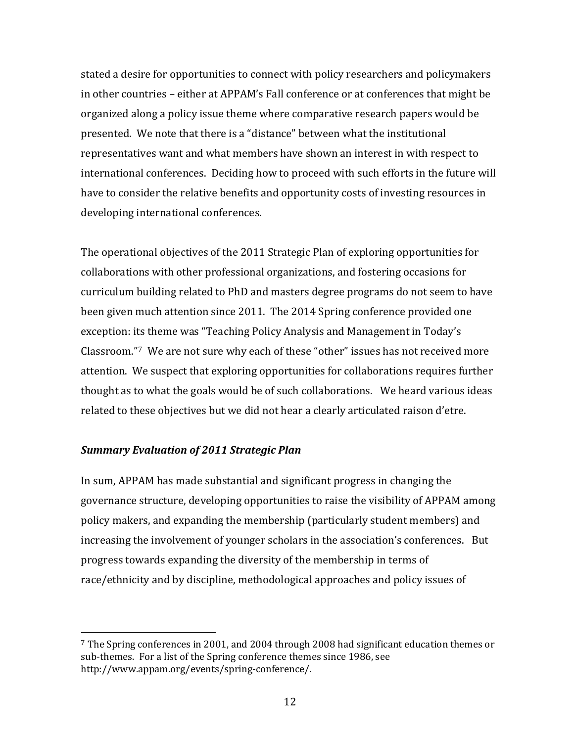stated a desire for opportunities to connect with policy researchers and policymakers in other countries – either at APPAM's Fall conference or at conferences that might be organized along a policy issue theme where comparative research papers would be presented. We note that there is a "distance" between what the institutional representatives want and what members have shown an interest in with respect to international conferences. Deciding how to proceed with such efforts in the future will have to consider the relative benefits and opportunity costs of investing resources in developing international conferences.

The operational objectives of the 2011 Strategic Plan of exploring opportunities for collaborations with other professional organizations, and fostering occasions for curriculum building related to PhD and masters degree programs do not seem to have been given much attention since 2011. The 2014 Spring conference provided one exception: its theme was "Teaching Policy Analysis and Management in Today's Classroom."[7] We are not sure why each of these "other" issues has not received more attention. We suspect that exploring opportunities for collaborations requires further thought as to what the goals would be of such collaborations. We heard various ideas related to these objectives but we did not hear a clearly articulated raison d'etre.

***Summary Evaluation of 2011 Strategic Plan***

In sum, APPAM has made substantial and significant progress in changing the governance structure, developing opportunities to raise the visibility of APPAM among policy makers, and expanding the membership (particularly student members) and increasing the involvement of younger scholars in the association's conferences. But progress towards expanding the diversity of the membership in terms of race/ethnicity and by discipline, methodological approaches and policy issues of

[7] The Spring conferences in 2001, and 2004 through 2008 had significant education themes or sub-themes. For a list of the Spring conference themes since 1986, see http://www.appam.org/events/spring-conference/.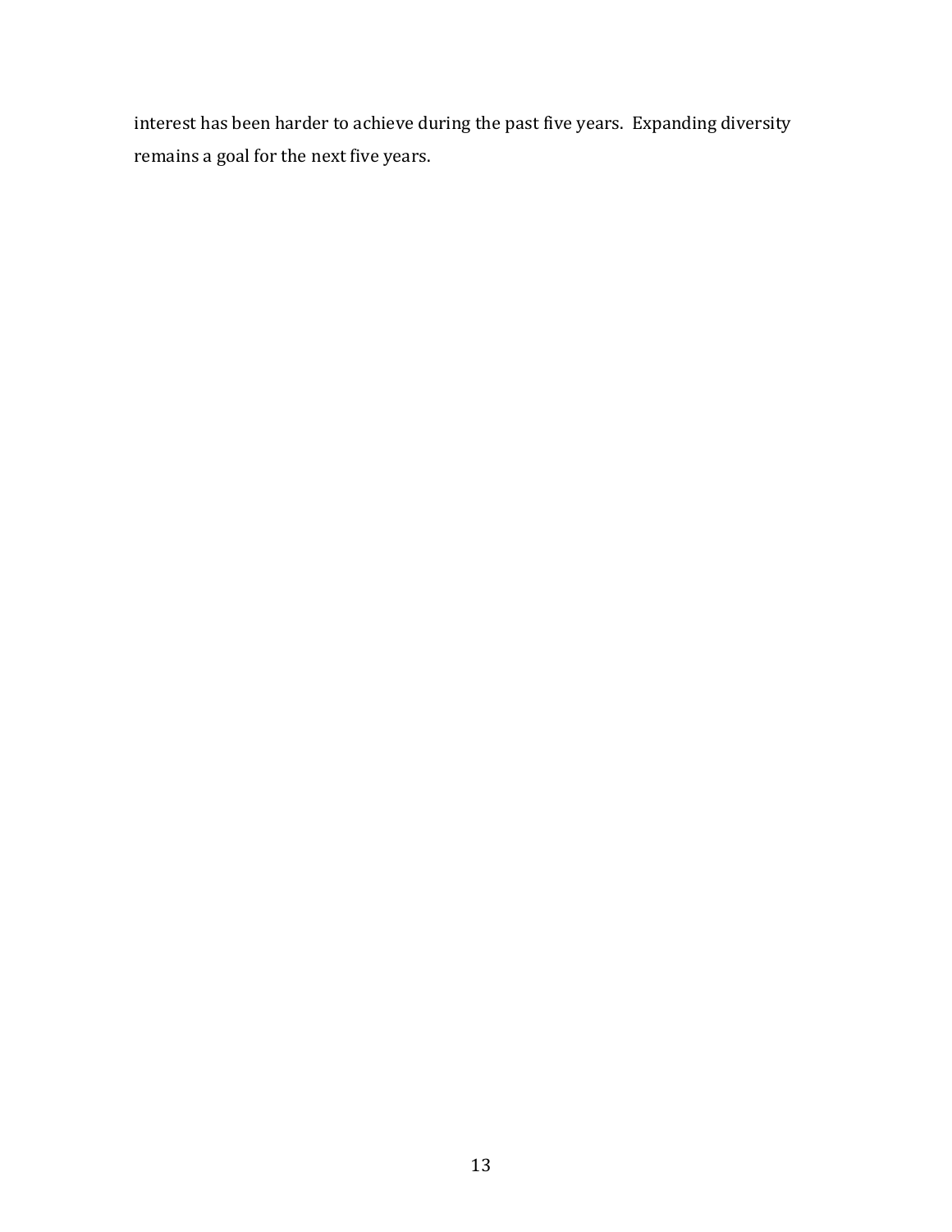interest has been harder to achieve during the past five years. Expanding diversity remains a goal for the next five years.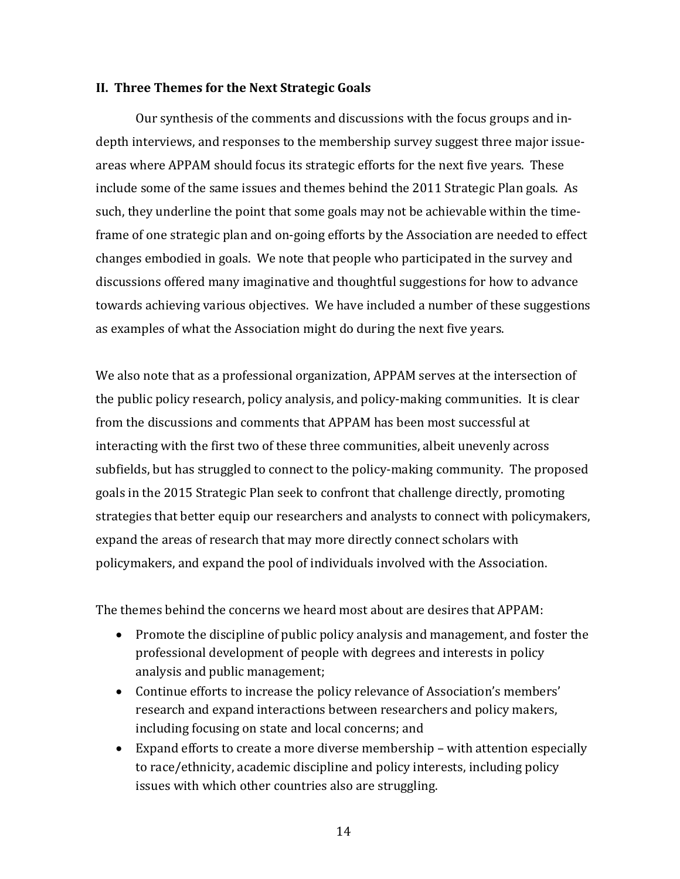## II. Three Themes for the Next Strategic Goals

Our synthesis of the comments and discussions with the focus groups and in-depth interviews, and responses to the membership survey suggest three major issue-areas where APPAM should focus its strategic efforts for the next five years. These include some of the same issues and themes behind the 2011 Strategic Plan goals. As such, they underline the point that some goals may not be achievable within the time-frame of one strategic plan and on-going efforts by the Association are needed to effect changes embodied in goals. We note that people who participated in the survey and discussions offered many imaginative and thoughtful suggestions for how to advance towards achieving various objectives. We have included a number of these suggestions as examples of what the Association might do during the next five years.

We also note that as a professional organization, APPAM serves at the intersection of the public policy research, policy analysis, and policy-making communities. It is clear from the discussions and comments that APPAM has been most successful at interacting with the first two of these three communities, albeit unevenly across subfields, but has struggled to connect to the policy-making community. The proposed goals in the 2015 Strategic Plan seek to confront that challenge directly, promoting strategies that better equip our researchers and analysts to connect with policymakers, expand the areas of research that may more directly connect scholars with policymakers, and expand the pool of individuals involved with the Association.

The themes behind the concerns we heard most about are desires that APPAM:

- Promote the discipline of public policy analysis and management, and foster the professional development of people with degrees and interests in policy analysis and public management;
- Continue efforts to increase the policy relevance of Association's members' research and expand interactions between researchers and policy makers, including focusing on state and local concerns; and
- Expand efforts to create a more diverse membership – with attention especially to race/ethnicity, academic discipline and policy interests, including policy issues with which other countries also are struggling.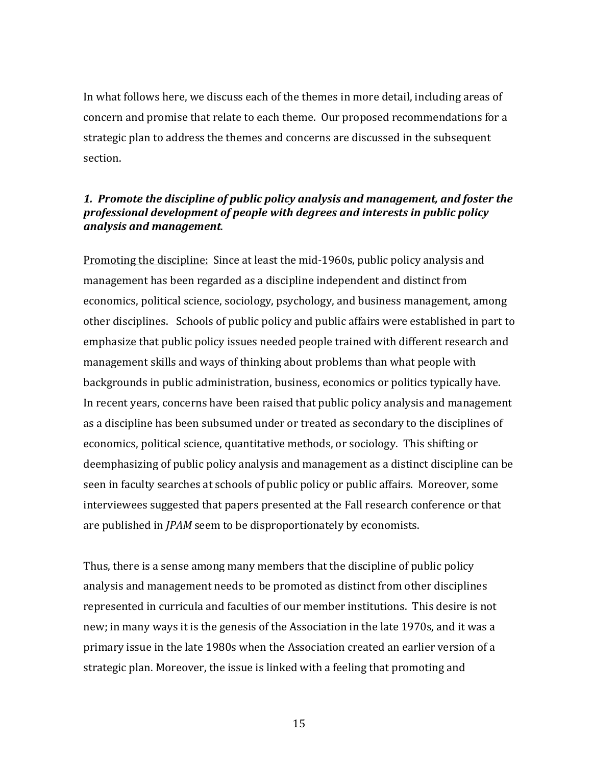In what follows here, we discuss each of the themes in more detail, including areas of concern and promise that relate to each theme. Our proposed recommendations for a strategic plan to address the themes and concerns are discussed in the subsequent section.

***1. Promote the discipline of public policy analysis and management, and foster the professional development of people with degrees and interests in public policy analysis and management.***

<u>Promoting the discipline:</u> Since at least the mid-1960s, public policy analysis and management has been regarded as a discipline independent and distinct from economics, political science, sociology, psychology, and business management, among other disciplines. Schools of public policy and public affairs were established in part to emphasize that public policy issues needed people trained with different research and management skills and ways of thinking about problems than what people with backgrounds in public administration, business, economics or politics typically have. In recent years, concerns have been raised that public policy analysis and management as a discipline has been subsumed under or treated as secondary to the disciplines of economics, political science, quantitative methods, or sociology. This shifting or deemphasizing of public policy analysis and management as a distinct discipline can be seen in faculty searches at schools of public policy or public affairs. Moreover, some interviewees suggested that papers presented at the Fall research conference or that are published in *JPAM* seem to be disproportionately by economists.

Thus, there is a sense among many members that the discipline of public policy analysis and management needs to be promoted as distinct from other disciplines represented in curricula and faculties of our member institutions. This desire is not new; in many ways it is the genesis of the Association in the late 1970s, and it was a primary issue in the late 1980s when the Association created an earlier version of a strategic plan. Moreover, the issue is linked with a feeling that promoting and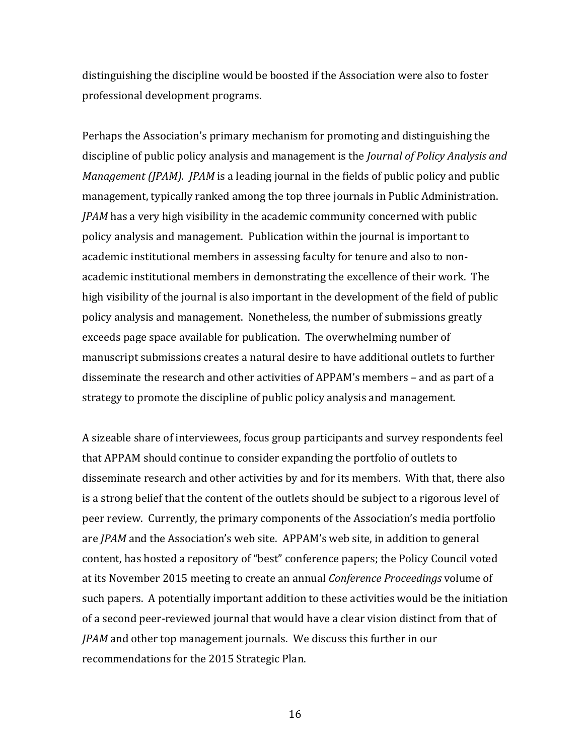distinguishing the discipline would be boosted if the Association were also to foster professional development programs.

Perhaps the Association's primary mechanism for promoting and distinguishing the discipline of public policy analysis and management is the *Journal of Policy Analysis and Management (JPAM). JPAM* is a leading journal in the fields of public policy and public management, typically ranked among the top three journals in Public Administration. *JPAM* has a very high visibility in the academic community concerned with public policy analysis and management. Publication within the journal is important to academic institutional members in assessing faculty for tenure and also to non-academic institutional members in demonstrating the excellence of their work. The high visibility of the journal is also important in the development of the field of public policy analysis and management. Nonetheless, the number of submissions greatly exceeds page space available for publication. The overwhelming number of manuscript submissions creates a natural desire to have additional outlets to further disseminate the research and other activities of APPAM's members – and as part of a strategy to promote the discipline of public policy analysis and management.

A sizeable share of interviewees, focus group participants and survey respondents feel that APPAM should continue to consider expanding the portfolio of outlets to disseminate research and other activities by and for its members. With that, there also is a strong belief that the content of the outlets should be subject to a rigorous level of peer review. Currently, the primary components of the Association's media portfolio are *JPAM* and the Association's web site. APPAM's web site, in addition to general content, has hosted a repository of "best" conference papers; the Policy Council voted at its November 2015 meeting to create an annual *Conference Proceedings* volume of such papers. A potentially important addition to these activities would be the initiation of a second peer-reviewed journal that would have a clear vision distinct from that of *JPAM* and other top management journals. We discuss this further in our recommendations for the 2015 Strategic Plan.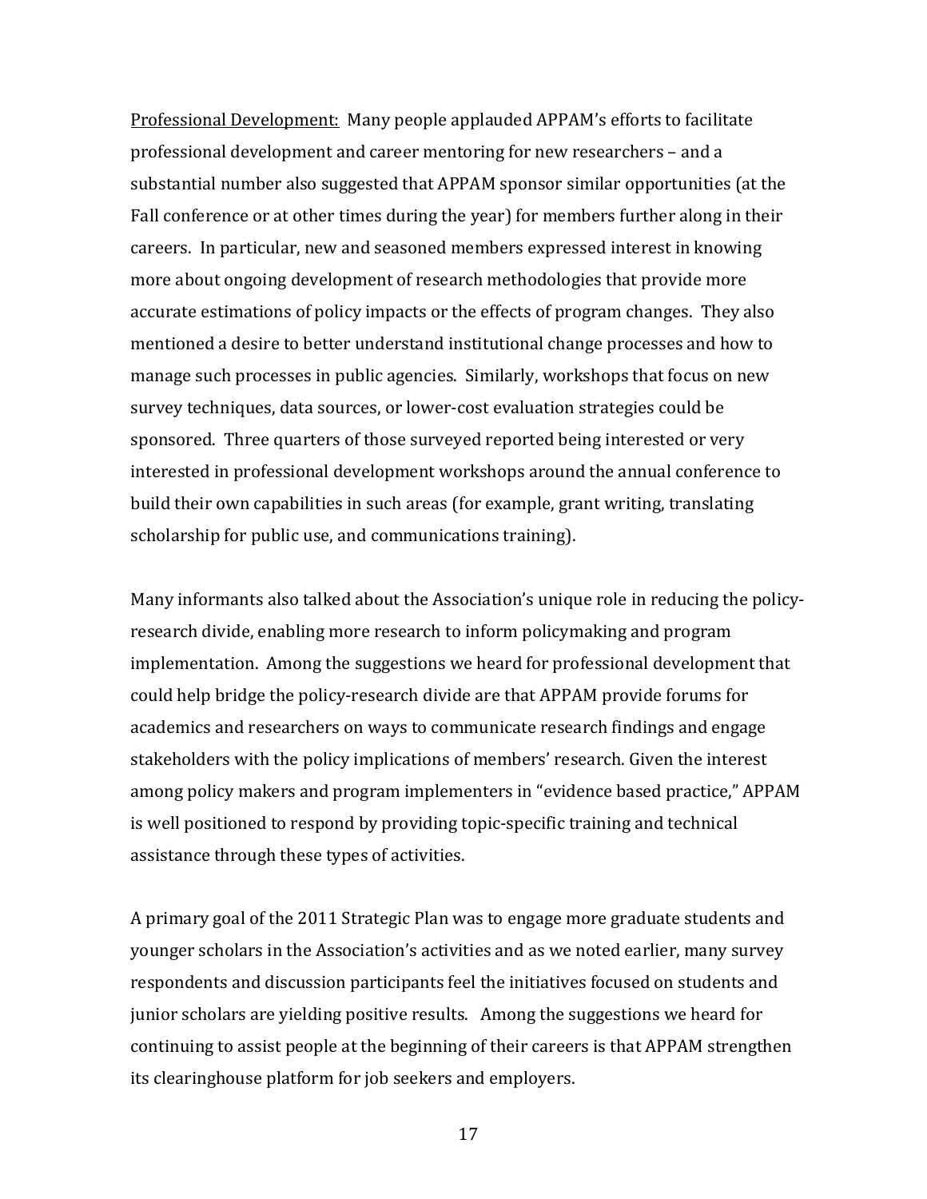<u>Professional Development:</u> Many people applauded APPAM's efforts to facilitate professional development and career mentoring for new researchers – and a substantial number also suggested that APPAM sponsor similar opportunities (at the Fall conference or at other times during the year) for members further along in their careers. In particular, new and seasoned members expressed interest in knowing more about ongoing development of research methodologies that provide more accurate estimations of policy impacts or the effects of program changes. They also mentioned a desire to better understand institutional change processes and how to manage such processes in public agencies. Similarly, workshops that focus on new survey techniques, data sources, or lower-cost evaluation strategies could be sponsored. Three quarters of those surveyed reported being interested or very interested in professional development workshops around the annual conference to build their own capabilities in such areas (for example, grant writing, translating scholarship for public use, and communications training).

Many informants also talked about the Association's unique role in reducing the policy-research divide, enabling more research to inform policymaking and program implementation. Among the suggestions we heard for professional development that could help bridge the policy-research divide are that APPAM provide forums for academics and researchers on ways to communicate research findings and engage stakeholders with the policy implications of members' research. Given the interest among policy makers and program implementers in "evidence based practice," APPAM is well positioned to respond by providing topic-specific training and technical assistance through these types of activities.

A primary goal of the 2011 Strategic Plan was to engage more graduate students and younger scholars in the Association's activities and as we noted earlier, many survey respondents and discussion participants feel the initiatives focused on students and junior scholars are yielding positive results. Among the suggestions we heard for continuing to assist people at the beginning of their careers is that APPAM strengthen its clearinghouse platform for job seekers and employers.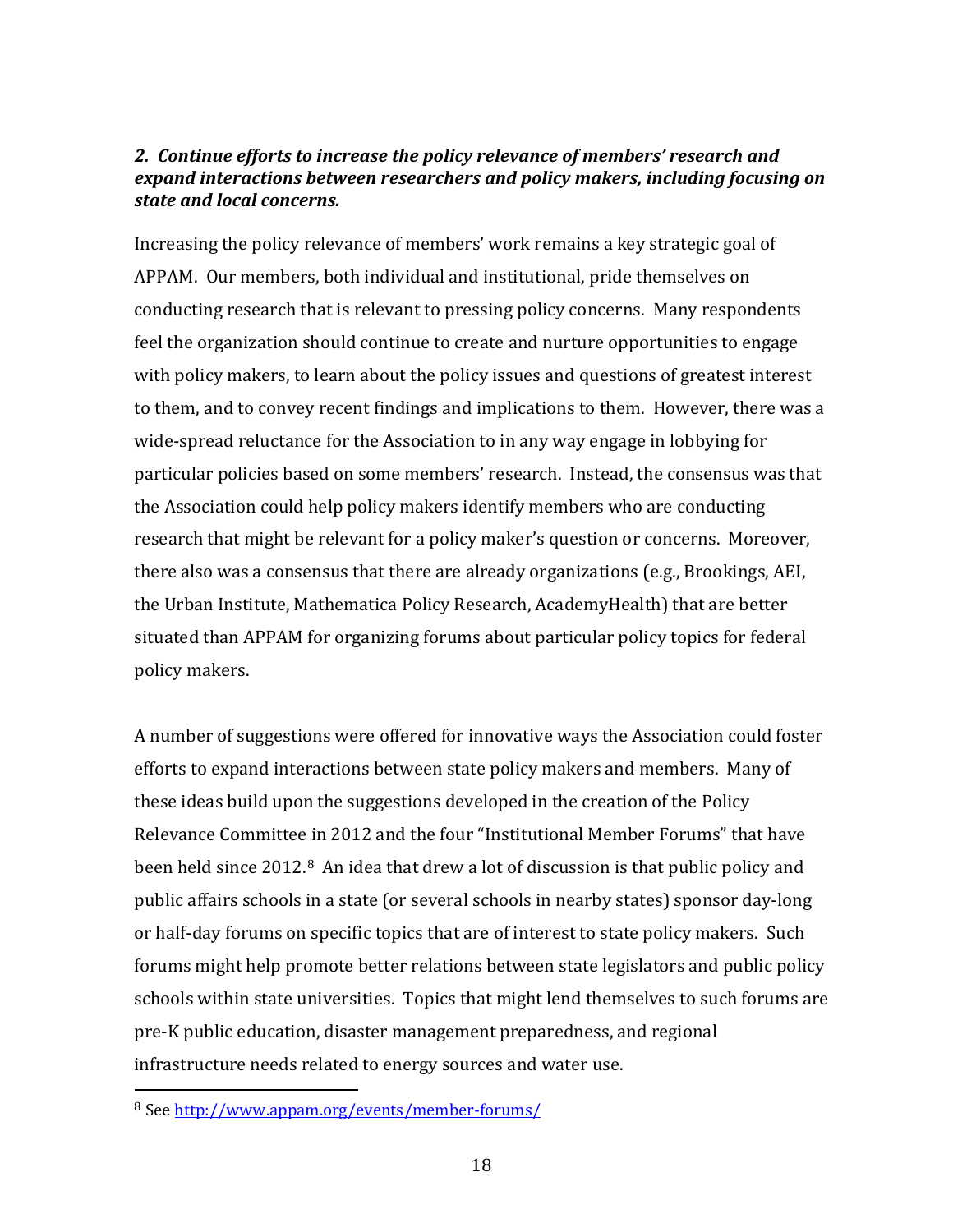***2. Continue efforts to increase the policy relevance of members' research and expand interactions between researchers and policy makers, including focusing on state and local concerns.***

Increasing the policy relevance of members' work remains a key strategic goal of APPAM. Our members, both individual and institutional, pride themselves on conducting research that is relevant to pressing policy concerns. Many respondents feel the organization should continue to create and nurture opportunities to engage with policy makers, to learn about the policy issues and questions of greatest interest to them, and to convey recent findings and implications to them. However, there was a wide-spread reluctance for the Association to in any way engage in lobbying for particular policies based on some members' research. Instead, the consensus was that the Association could help policy makers identify members who are conducting research that might be relevant for a policy maker's question or concerns. Moreover, there also was a consensus that there are already organizations (e.g., Brookings, AEI, the Urban Institute, Mathematica Policy Research, AcademyHealth) that are better situated than APPAM for organizing forums about particular policy topics for federal policy makers.

A number of suggestions were offered for innovative ways the Association could foster efforts to expand interactions between state policy makers and members. Many of these ideas build upon the suggestions developed in the creation of the Policy Relevance Committee in 2012 and the four "Institutional Member Forums" that have been held since 2012.[8] An idea that drew a lot of discussion is that public policy and public affairs schools in a state (or several schools in nearby states) sponsor day-long or half-day forums on specific topics that are of interest to state policy makers. Such forums might help promote better relations between state legislators and public policy schools within state universities. Topics that might lend themselves to such forums are pre-K public education, disaster management preparedness, and regional infrastructure needs related to energy sources and water use.

[8] See http://www.appam.org/events/member-forums/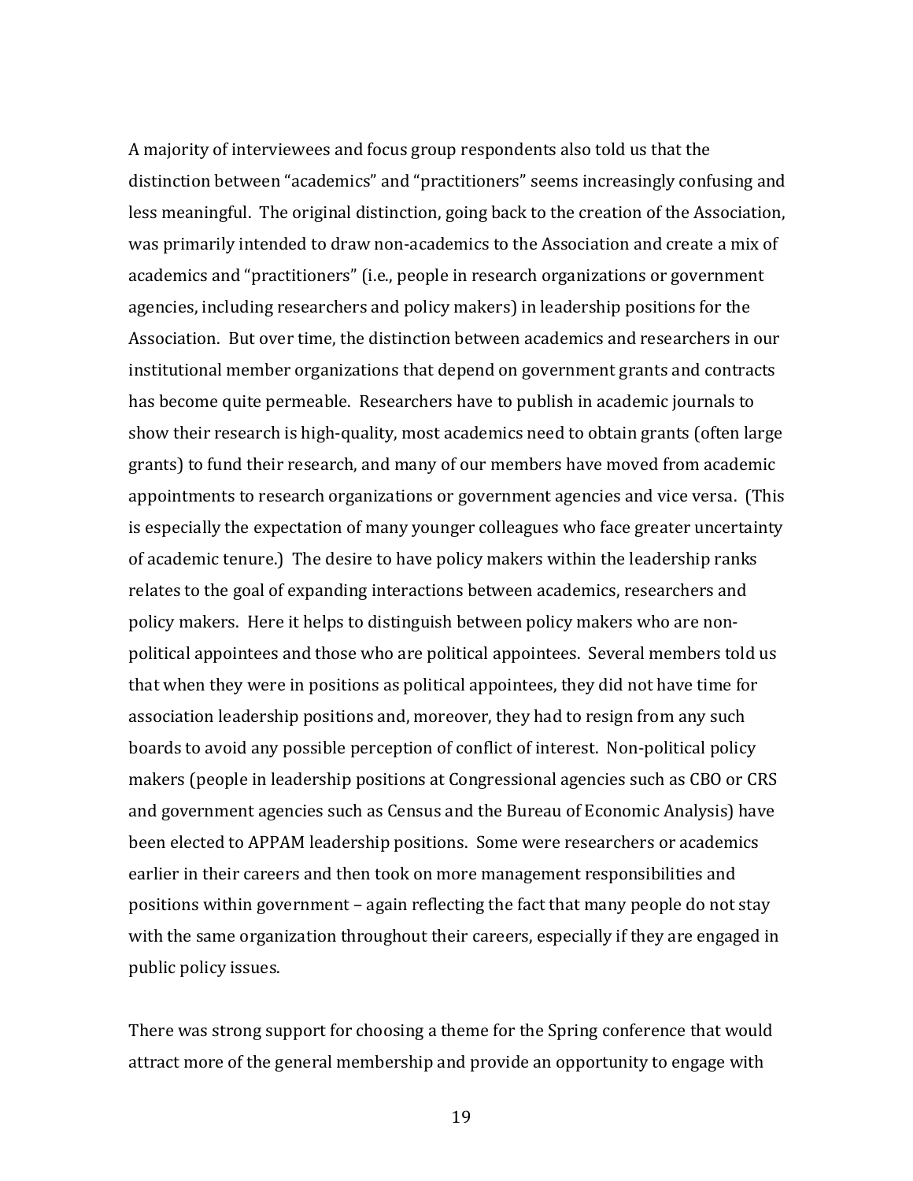A majority of interviewees and focus group respondents also told us that the distinction between "academics" and "practitioners" seems increasingly confusing and less meaningful. The original distinction, going back to the creation of the Association, was primarily intended to draw non-academics to the Association and create a mix of academics and "practitioners" (i.e., people in research organizations or government agencies, including researchers and policy makers) in leadership positions for the Association. But over time, the distinction between academics and researchers in our institutional member organizations that depend on government grants and contracts has become quite permeable. Researchers have to publish in academic journals to show their research is high-quality, most academics need to obtain grants (often large grants) to fund their research, and many of our members have moved from academic appointments to research organizations or government agencies and vice versa. (This is especially the expectation of many younger colleagues who face greater uncertainty of academic tenure.) The desire to have policy makers within the leadership ranks relates to the goal of expanding interactions between academics, researchers and policy makers. Here it helps to distinguish between policy makers who are non-political appointees and those who are political appointees. Several members told us that when they were in positions as political appointees, they did not have time for association leadership positions and, moreover, they had to resign from any such boards to avoid any possible perception of conflict of interest. Non-political policy makers (people in leadership positions at Congressional agencies such as CBO or CRS and government agencies such as Census and the Bureau of Economic Analysis) have been elected to APPAM leadership positions. Some were researchers or academics earlier in their careers and then took on more management responsibilities and positions within government – again reflecting the fact that many people do not stay with the same organization throughout their careers, especially if they are engaged in public policy issues.

There was strong support for choosing a theme for the Spring conference that would attract more of the general membership and provide an opportunity to engage with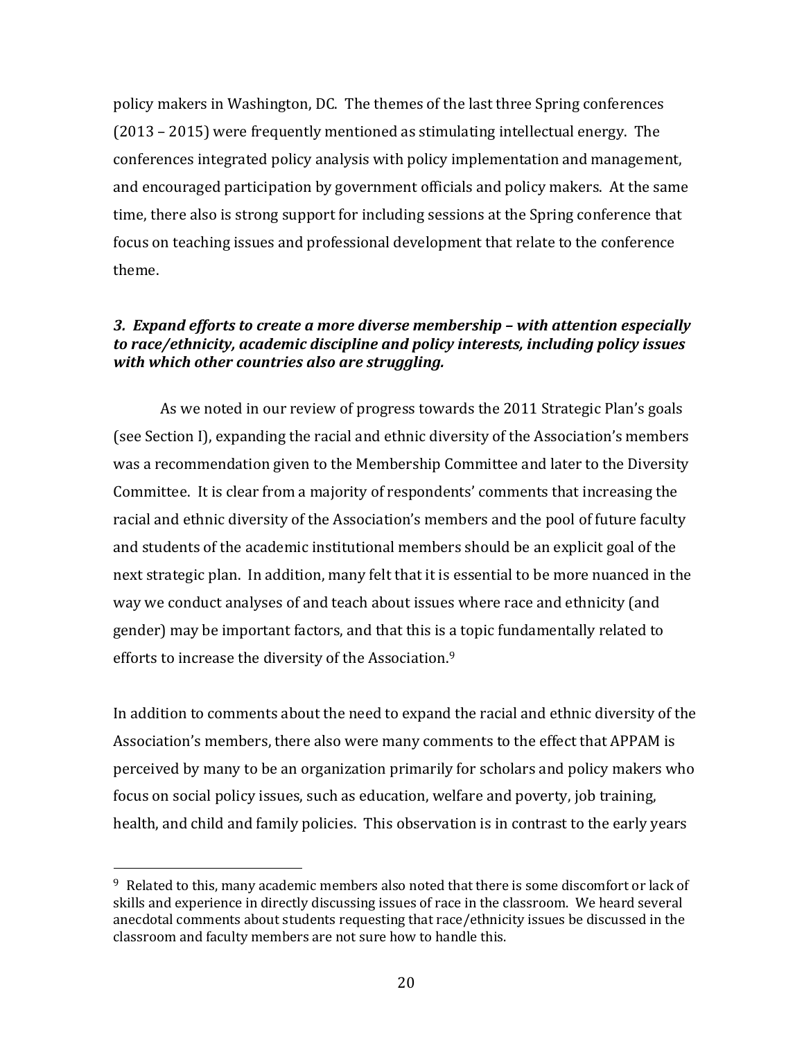policy makers in Washington, DC. The themes of the last three Spring conferences (2013 – 2015) were frequently mentioned as stimulating intellectual energy. The conferences integrated policy analysis with policy implementation and management, and encouraged participation by government officials and policy makers. At the same time, there also is strong support for including sessions at the Spring conference that focus on teaching issues and professional development that relate to the conference theme.

***3. Expand efforts to create a more diverse membership – with attention especially to race/ethnicity, academic discipline and policy interests, including policy issues with which other countries also are struggling.***

As we noted in our review of progress towards the 2011 Strategic Plan's goals (see Section I), expanding the racial and ethnic diversity of the Association's members was a recommendation given to the Membership Committee and later to the Diversity Committee. It is clear from a majority of respondents' comments that increasing the racial and ethnic diversity of the Association's members and the pool of future faculty and students of the academic institutional members should be an explicit goal of the next strategic plan. In addition, many felt that it is essential to be more nuanced in the way we conduct analyses of and teach about issues where race and ethnicity (and gender) may be important factors, and that this is a topic fundamentally related to efforts to increase the diversity of the Association.[9]

In addition to comments about the need to expand the racial and ethnic diversity of the Association's members, there also were many comments to the effect that APPAM is perceived by many to be an organization primarily for scholars and policy makers who focus on social policy issues, such as education, welfare and poverty, job training, health, and child and family policies. This observation is in contrast to the early years

[9] Related to this, many academic members also noted that there is some discomfort or lack of skills and experience in directly discussing issues of race in the classroom. We heard several anecdotal comments about students requesting that race/ethnicity issues be discussed in the classroom and faculty members are not sure how to handle this.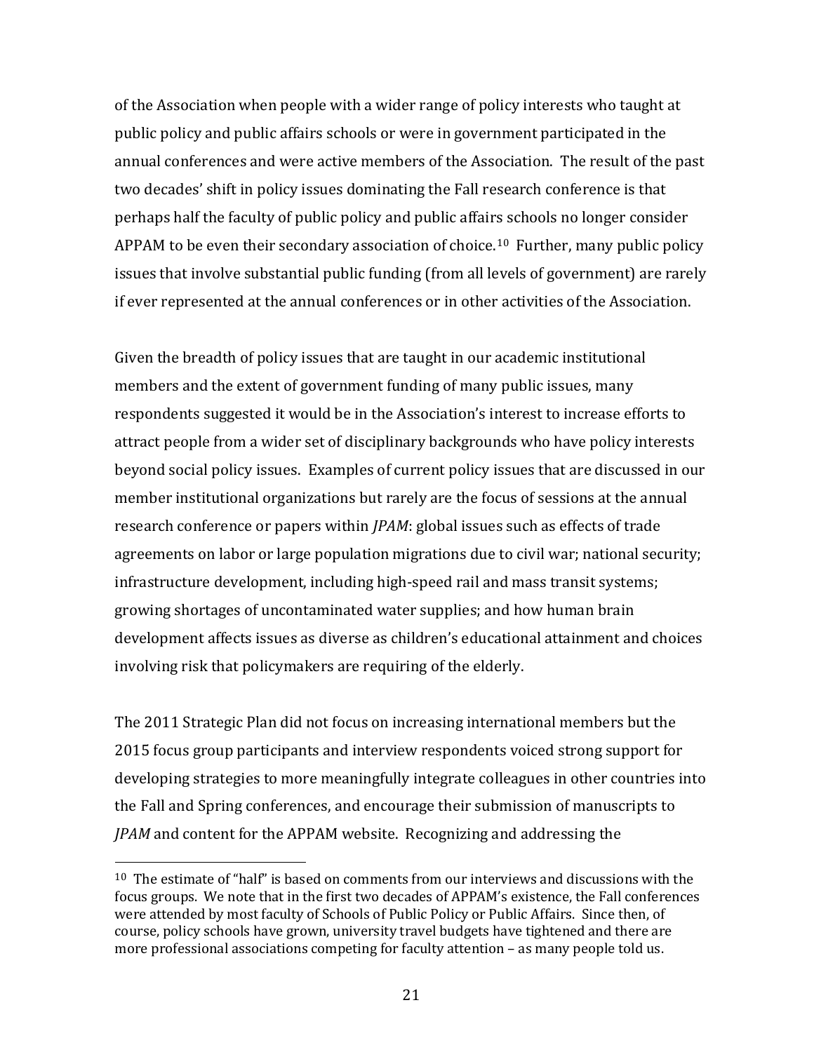of the Association when people with a wider range of policy interests who taught at public policy and public affairs schools or were in government participated in the annual conferences and were active members of the Association. The result of the past two decades' shift in policy issues dominating the Fall research conference is that perhaps half the faculty of public policy and public affairs schools no longer consider APPAM to be even their secondary association of choice.[10] Further, many public policy issues that involve substantial public funding (from all levels of government) are rarely if ever represented at the annual conferences or in other activities of the Association.

Given the breadth of policy issues that are taught in our academic institutional members and the extent of government funding of many public issues, many respondents suggested it would be in the Association's interest to increase efforts to attract people from a wider set of disciplinary backgrounds who have policy interests beyond social policy issues. Examples of current policy issues that are discussed in our member institutional organizations but rarely are the focus of sessions at the annual research conference or papers within *JPAM*: global issues such as effects of trade agreements on labor or large population migrations due to civil war; national security; infrastructure development, including high-speed rail and mass transit systems; growing shortages of uncontaminated water supplies; and how human brain development affects issues as diverse as children's educational attainment and choices involving risk that policymakers are requiring of the elderly.

The 2011 Strategic Plan did not focus on increasing international members but the 2015 focus group participants and interview respondents voiced strong support for developing strategies to more meaningfully integrate colleagues in other countries into the Fall and Spring conferences, and encourage their submission of manuscripts to *JPAM* and content for the APPAM website. Recognizing and addressing the

[10] The estimate of "half" is based on comments from our interviews and discussions with the focus groups. We note that in the first two decades of APPAM's existence, the Fall conferences were attended by most faculty of Schools of Public Policy or Public Affairs. Since then, of course, policy schools have grown, university travel budgets have tightened and there are more professional associations competing for faculty attention – as many people told us.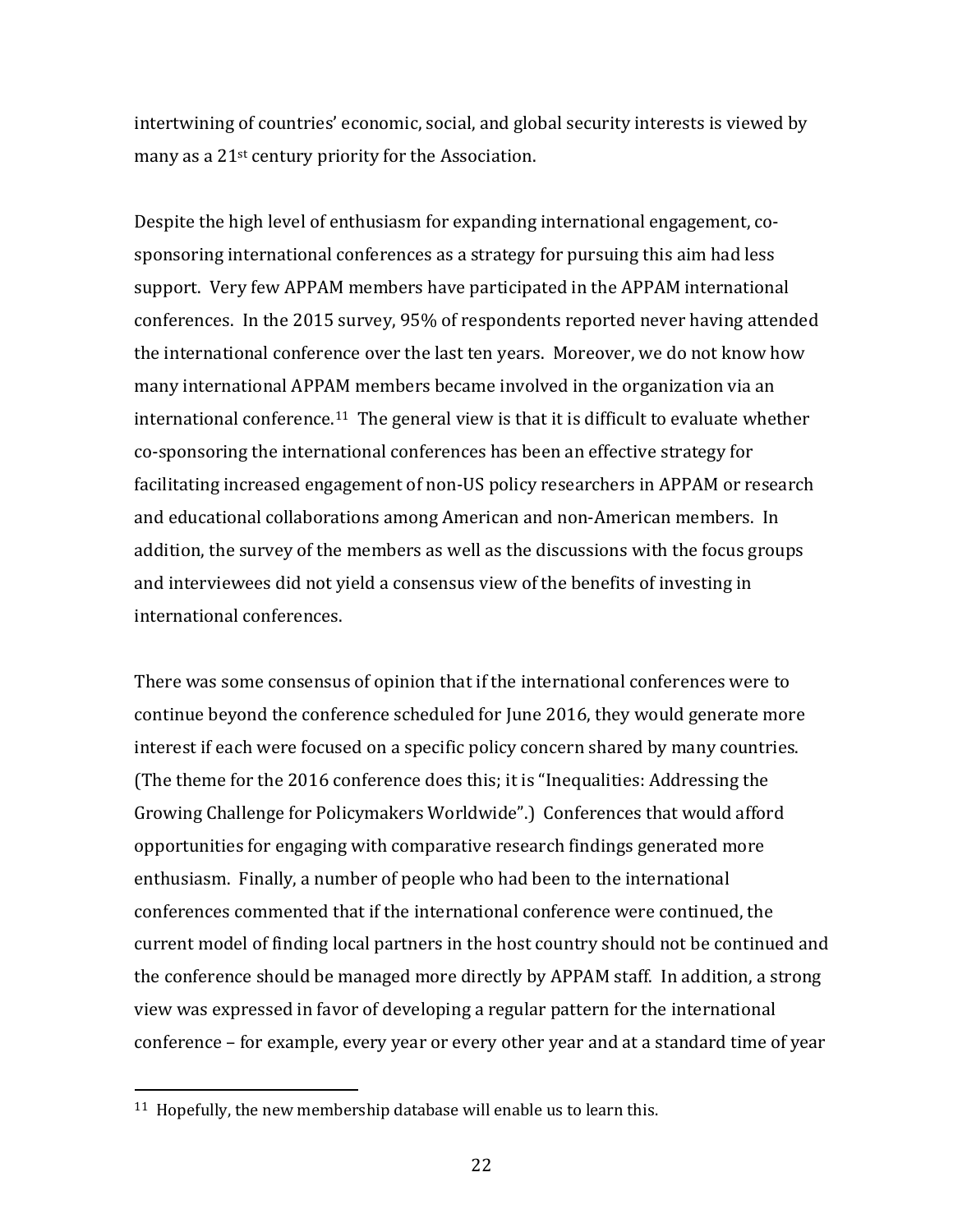intertwining of countries' economic, social, and global security interests is viewed by many as a 21st century priority for the Association.

Despite the high level of enthusiasm for expanding international engagement, co-sponsoring international conferences as a strategy for pursuing this aim had less support. Very few APPAM members have participated in the APPAM international conferences. In the 2015 survey, 95% of respondents reported never having attended the international conference over the last ten years. Moreover, we do not know how many international APPAM members became involved in the organization via an international conference.[11] The general view is that it is difficult to evaluate whether co-sponsoring the international conferences has been an effective strategy for facilitating increased engagement of non-US policy researchers in APPAM or research and educational collaborations among American and non-American members. In addition, the survey of the members as well as the discussions with the focus groups and interviewees did not yield a consensus view of the benefits of investing in international conferences.

There was some consensus of opinion that if the international conferences were to continue beyond the conference scheduled for June 2016, they would generate more interest if each were focused on a specific policy concern shared by many countries. (The theme for the 2016 conference does this; it is "Inequalities: Addressing the Growing Challenge for Policymakers Worldwide".) Conferences that would afford opportunities for engaging with comparative research findings generated more enthusiasm. Finally, a number of people who had been to the international conferences commented that if the international conference were continued, the current model of finding local partners in the host country should not be continued and the conference should be managed more directly by APPAM staff. In addition, a strong view was expressed in favor of developing a regular pattern for the international conference – for example, every year or every other year and at a standard time of year

[11] Hopefully, the new membership database will enable us to learn this.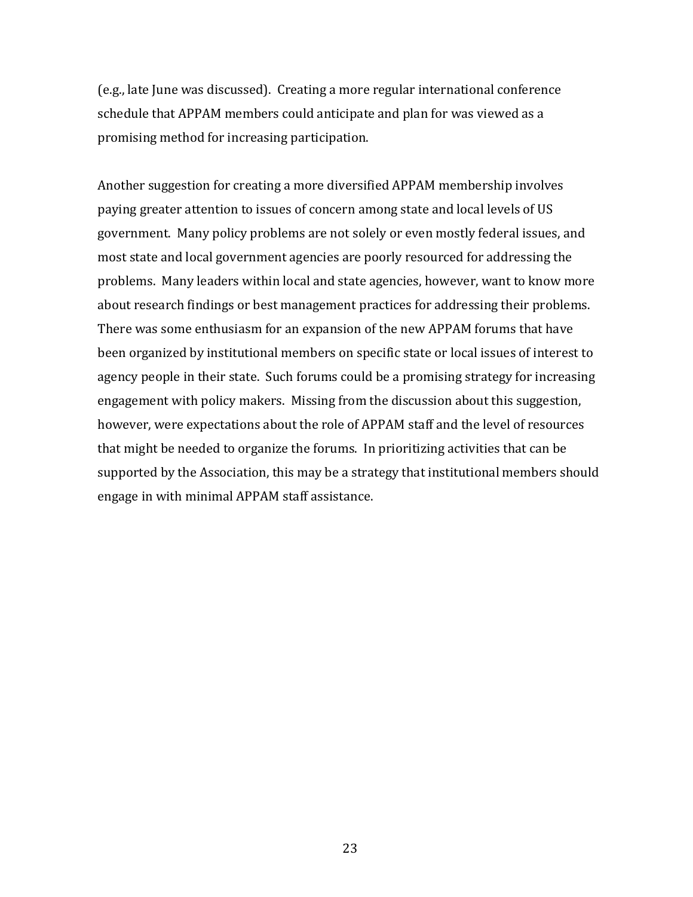(e.g., late June was discussed). Creating a more regular international conference schedule that APPAM members could anticipate and plan for was viewed as a promising method for increasing participation.

Another suggestion for creating a more diversified APPAM membership involves paying greater attention to issues of concern among state and local levels of US government. Many policy problems are not solely or even mostly federal issues, and most state and local government agencies are poorly resourced for addressing the problems. Many leaders within local and state agencies, however, want to know more about research findings or best management practices for addressing their problems. There was some enthusiasm for an expansion of the new APPAM forums that have been organized by institutional members on specific state or local issues of interest to agency people in their state. Such forums could be a promising strategy for increasing engagement with policy makers. Missing from the discussion about this suggestion, however, were expectations about the role of APPAM staff and the level of resources that might be needed to organize the forums. In prioritizing activities that can be supported by the Association, this may be a strategy that institutional members should engage in with minimal APPAM staff assistance.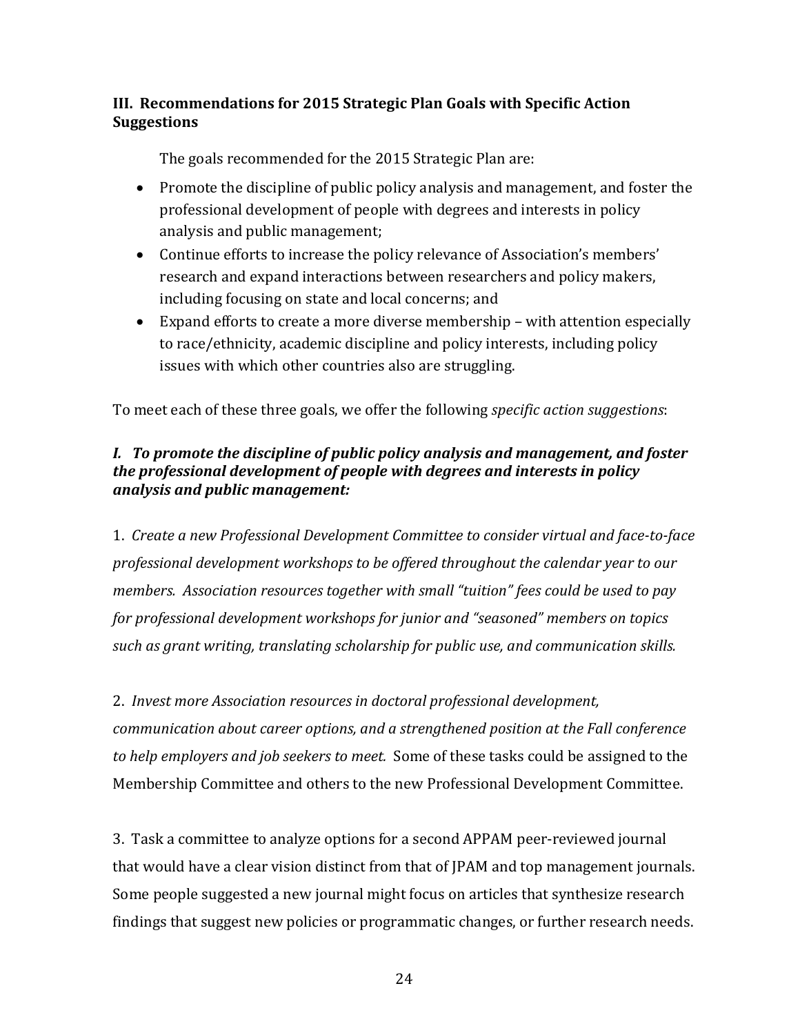## III. Recommendations for 2015 Strategic Plan Goals with Specific Action Suggestions

The goals recommended for the 2015 Strategic Plan are:

- Promote the discipline of public policy analysis and management, and foster the professional development of people with degrees and interests in policy analysis and public management;
- Continue efforts to increase the policy relevance of Association's members' research and expand interactions between researchers and policy makers, including focusing on state and local concerns; and
- Expand efforts to create a more diverse membership – with attention especially to race/ethnicity, academic discipline and policy interests, including policy issues with which other countries also are struggling.

To meet each of these three goals, we offer the following *specific action suggestions*:

### *I. To promote the discipline of public policy analysis and management, and foster the professional development of people with degrees and interests in policy analysis and public management:*

1. *Create a new Professional Development Committee to consider virtual and face-to-face professional development workshops to be offered throughout the calendar year to our members. Association resources together with small "tuition" fees could be used to pay for professional development workshops for junior and "seasoned" members on topics such as grant writing, translating scholarship for public use, and communication skills.*

2. *Invest more Association resources in doctoral professional development, communication about career options, and a strengthened position at the Fall conference to help employers and job seekers to meet.* Some of these tasks could be assigned to the Membership Committee and others to the new Professional Development Committee.

3. Task a committee to analyze options for a second APPAM peer-reviewed journal that would have a clear vision distinct from that of JPAM and top management journals. Some people suggested a new journal might focus on articles that synthesize research findings that suggest new policies or programmatic changes, or further research needs.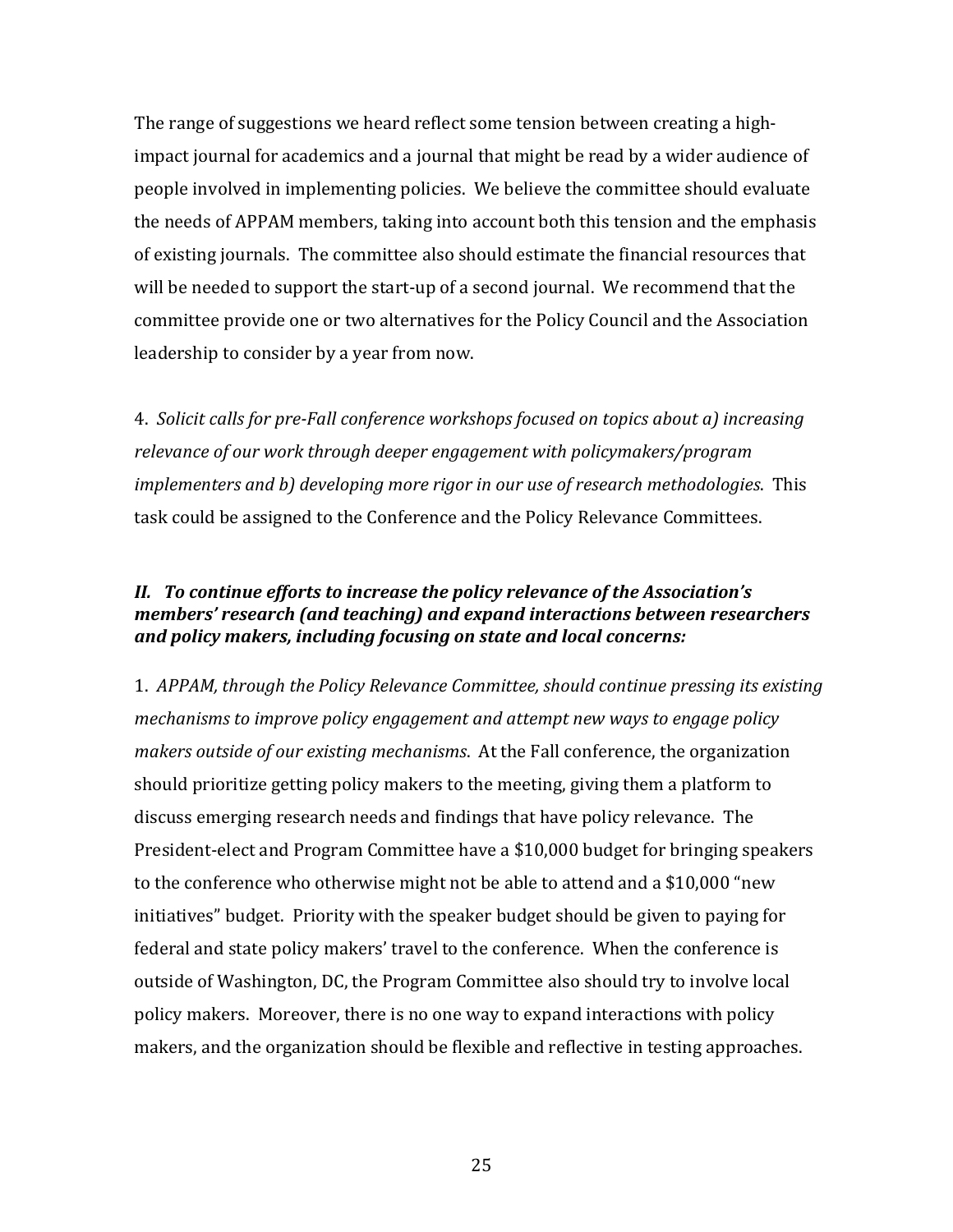The range of suggestions we heard reflect some tension between creating a high-impact journal for academics and a journal that might be read by a wider audience of people involved in implementing policies. We believe the committee should evaluate the needs of APPAM members, taking into account both this tension and the emphasis of existing journals. The committee also should estimate the financial resources that will be needed to support the start-up of a second journal. We recommend that the committee provide one or two alternatives for the Policy Council and the Association leadership to consider by a year from now.

4. *Solicit calls for pre-Fall conference workshops focused on topics about a) increasing relevance of our work through deeper engagement with policymakers/program implementers and b) developing more rigor in our use of research methodologies*. This task could be assigned to the Conference and the Policy Relevance Committees.

***II. To continue efforts to increase the policy relevance of the Association's members' research (and teaching) and expand interactions between researchers and policy makers, including focusing on state and local concerns:***

1. *APPAM, through the Policy Relevance Committee, should continue pressing its existing mechanisms to improve policy engagement and attempt new ways to engage policy makers outside of our existing mechanisms*. At the Fall conference, the organization should prioritize getting policy makers to the meeting, giving them a platform to discuss emerging research needs and findings that have policy relevance. The President-elect and Program Committee have a $10,000 budget for bringing speakers to the conference who otherwise might not be able to attend and a $10,000 "new initiatives" budget. Priority with the speaker budget should be given to paying for federal and state policy makers' travel to the conference. When the conference is outside of Washington, DC, the Program Committee also should try to involve local policy makers. Moreover, there is no one way to expand interactions with policy makers, and the organization should be flexible and reflective in testing approaches.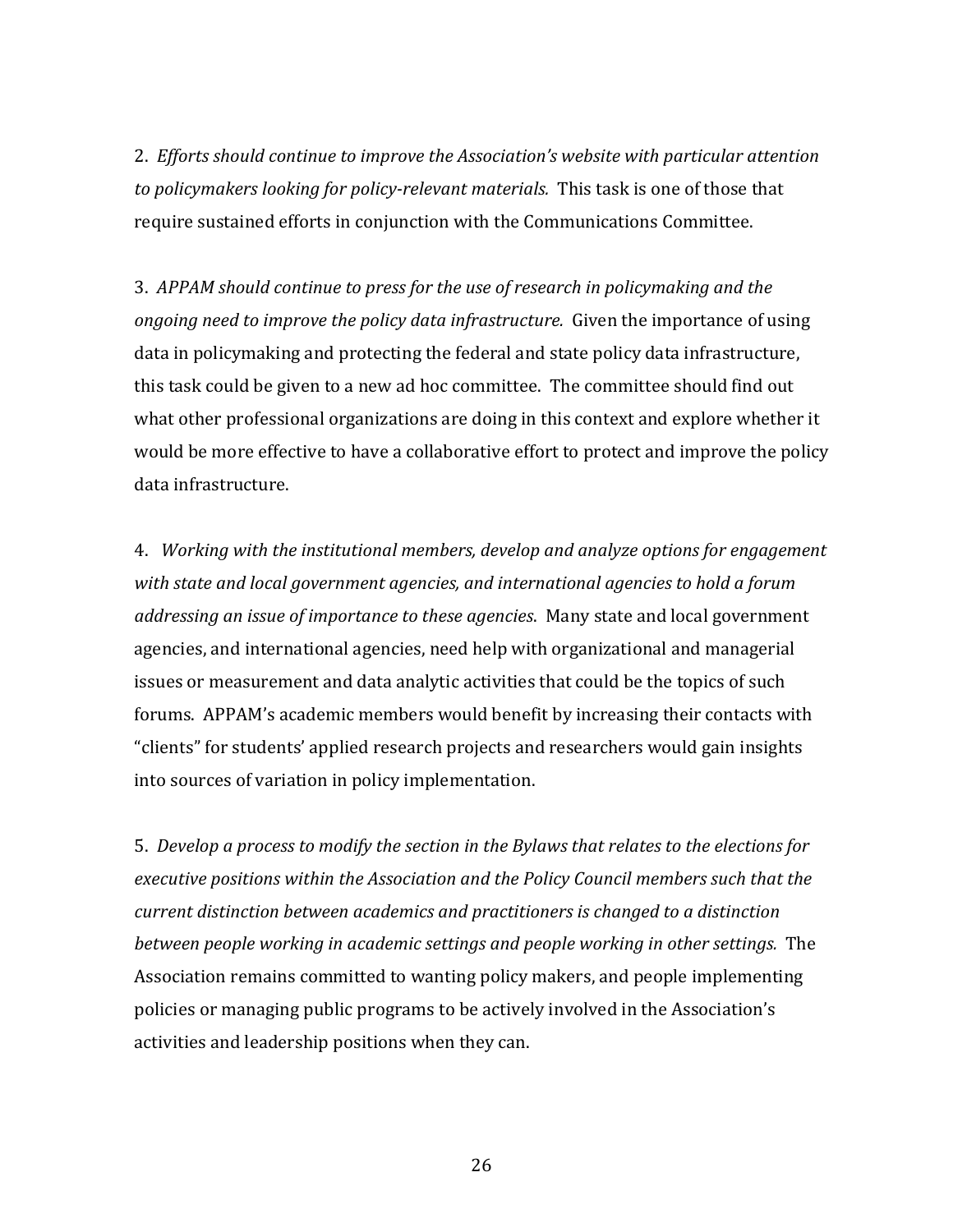2. *Efforts should continue to improve the Association's website with particular attention to policymakers looking for policy-relevant materials.* This task is one of those that require sustained efforts in conjunction with the Communications Committee.

3. *APPAM should continue to press for the use of research in policymaking and the ongoing need to improve the policy data infrastructure.* Given the importance of using data in policymaking and protecting the federal and state policy data infrastructure, this task could be given to a new ad hoc committee. The committee should find out what other professional organizations are doing in this context and explore whether it would be more effective to have a collaborative effort to protect and improve the policy data infrastructure.

4. *Working with the institutional members, develop and analyze options for engagement with state and local government agencies, and international agencies to hold a forum addressing an issue of importance to these agencies*. Many state and local government agencies, and international agencies, need help with organizational and managerial issues or measurement and data analytic activities that could be the topics of such forums. APPAM's academic members would benefit by increasing their contacts with "clients" for students' applied research projects and researchers would gain insights into sources of variation in policy implementation.

5. *Develop a process to modify the section in the Bylaws that relates to the elections for executive positions within the Association and the Policy Council members such that the current distinction between academics and practitioners is changed to a distinction between people working in academic settings and people working in other settings.* The Association remains committed to wanting policy makers, and people implementing policies or managing public programs to be actively involved in the Association's activities and leadership positions when they can.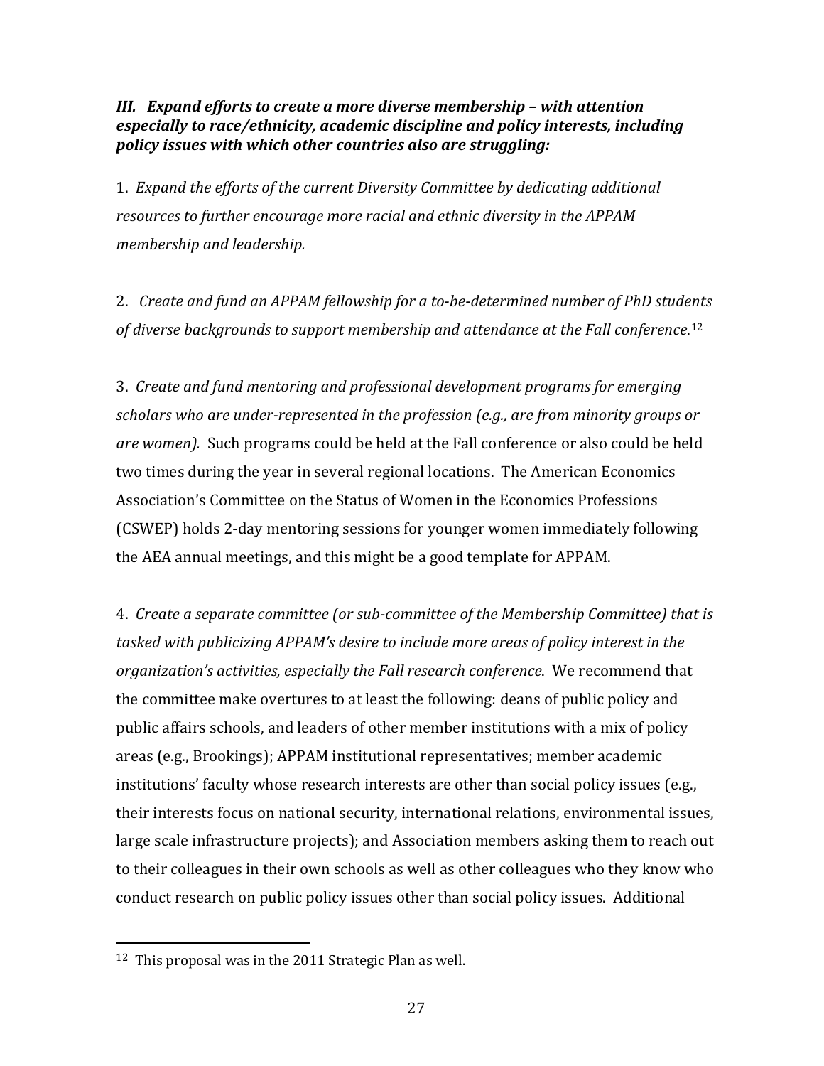### *III. Expand efforts to create a more diverse membership – with attention especially to race/ethnicity, academic discipline and policy interests, including policy issues with which other countries also are struggling:*

1. *Expand the efforts of the current Diversity Committee by dedicating additional resources to further encourage more racial and ethnic diversity in the APPAM membership and leadership.*

2. *Create and fund an APPAM fellowship for a to-be-determined number of PhD students of diverse backgrounds to support membership and attendance at the Fall conference.*[12]

3. *Create and fund mentoring and professional development programs for emerging scholars who are under-represented in the profession (e.g., are from minority groups or are women).* Such programs could be held at the Fall conference or also could be held two times during the year in several regional locations. The American Economics Association's Committee on the Status of Women in the Economics Professions (CSWEP) holds 2-day mentoring sessions for younger women immediately following the AEA annual meetings, and this might be a good template for APPAM.

4. *Create a separate committee (or sub-committee of the Membership Committee) that is tasked with publicizing APPAM's desire to include more areas of policy interest in the organization's activities, especially the Fall research conference*. We recommend that the committee make overtures to at least the following: deans of public policy and public affairs schools, and leaders of other member institutions with a mix of policy areas (e.g., Brookings); APPAM institutional representatives; member academic institutions' faculty whose research interests are other than social policy issues (e.g., their interests focus on national security, international relations, environmental issues, large scale infrastructure projects); and Association members asking them to reach out to their colleagues in their own schools as well as other colleagues who they know who conduct research on public policy issues other than social policy issues. Additional

---

[12] This proposal was in the 2011 Strategic Plan as well.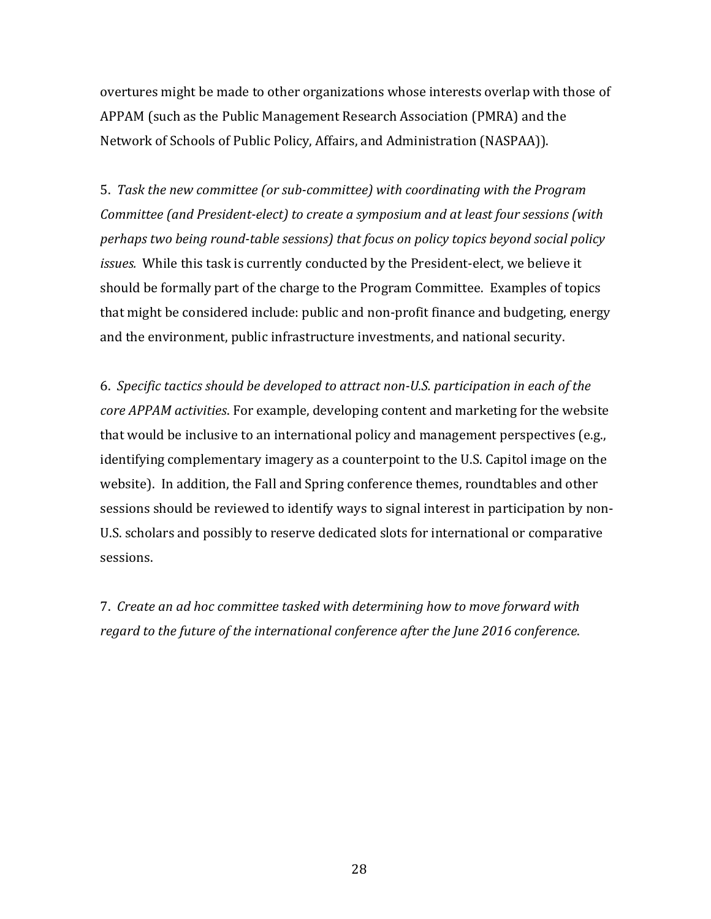overtures might be made to other organizations whose interests overlap with those of APPAM (such as the Public Management Research Association (PMRA) and the Network of Schools of Public Policy, Affairs, and Administration (NASPAA)).

5. *Task the new committee (or sub-committee) with coordinating with the Program Committee (and President-elect) to create a symposium and at least four sessions (with perhaps two being round-table sessions) that focus on policy topics beyond social policy issues.* While this task is currently conducted by the President-elect, we believe it should be formally part of the charge to the Program Committee. Examples of topics that might be considered include: public and non-profit finance and budgeting, energy and the environment, public infrastructure investments, and national security.

6. *Specific tactics should be developed to attract non-U.S. participation in each of the core APPAM activities*. For example, developing content and marketing for the website that would be inclusive to an international policy and management perspectives (e.g., identifying complementary imagery as a counterpoint to the U.S. Capitol image on the website). In addition, the Fall and Spring conference themes, roundtables and other sessions should be reviewed to identify ways to signal interest in participation by non-U.S. scholars and possibly to reserve dedicated slots for international or comparative sessions.

7. *Create an ad hoc committee tasked with determining how to move forward with regard to the future of the international conference after the June 2016 conference*.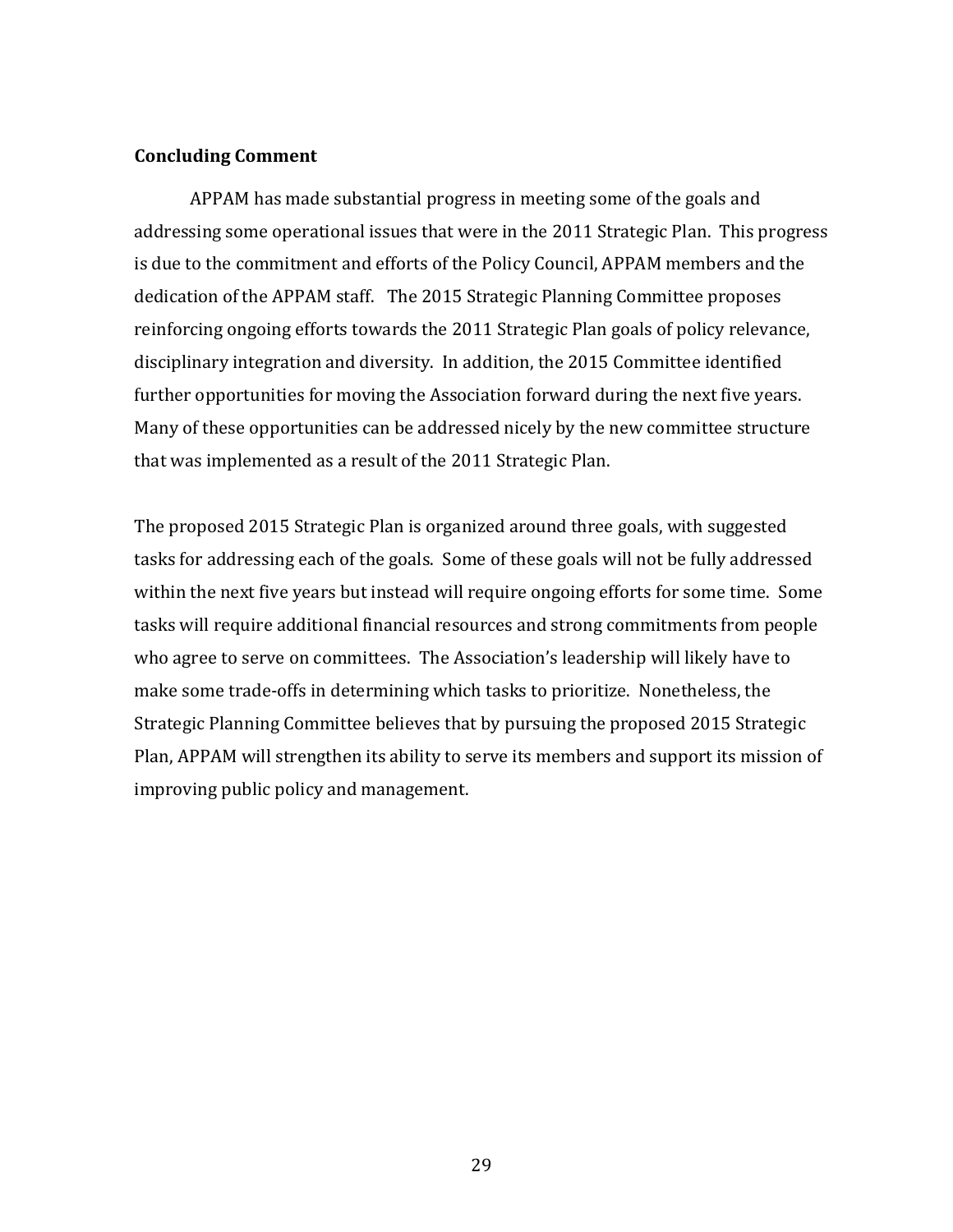**Concluding Comment**

APPAM has made substantial progress in meeting some of the goals and addressing some operational issues that were in the 2011 Strategic Plan. This progress is due to the commitment and efforts of the Policy Council, APPAM members and the dedication of the APPAM staff. The 2015 Strategic Planning Committee proposes reinforcing ongoing efforts towards the 2011 Strategic Plan goals of policy relevance, disciplinary integration and diversity. In addition, the 2015 Committee identified further opportunities for moving the Association forward during the next five years. Many of these opportunities can be addressed nicely by the new committee structure that was implemented as a result of the 2011 Strategic Plan.

The proposed 2015 Strategic Plan is organized around three goals, with suggested tasks for addressing each of the goals. Some of these goals will not be fully addressed within the next five years but instead will require ongoing efforts for some time. Some tasks will require additional financial resources and strong commitments from people who agree to serve on committees. The Association's leadership will likely have to make some trade-offs in determining which tasks to prioritize. Nonetheless, the Strategic Planning Committee believes that by pursuing the proposed 2015 Strategic Plan, APPAM will strengthen its ability to serve its members and support its mission of improving public policy and management.